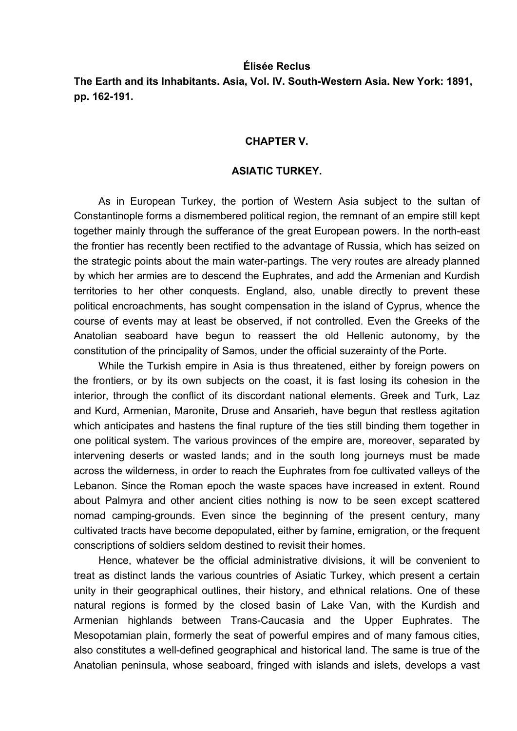**Élisée Reclus**

**The Earth and its Inhabitants. Asia, Vol. IV. South-Western Asia. New York: 1891, pp. 162-191.**

## CHAPTER V.

## ASIATIC TURKEY.

As in European Turkey, the portion of Western Asia subject to the sultan of Constantinople forms a dismembered political region, the remnant of an empire still kept together mainly through the sufferance of the great European powers. In the north-east the frontier has recently been rectified to the advantage of Russia, which has seized on the strategic points about the main water-partings. The very routes are already planned by which her armies are to descend the Euphrates, and add the Armenian and Kurdish territories to her other conquests. England, also, unable directly to prevent these political encroachments, has sought compensation in the island of Cyprus, whence the course of events may at least be observed, if not controlled. Even the Greeks of the Anatolian seaboard have begun to reassert the old Hellenic autonomy, by the constitution of the principality of Samos, under the official suzerainty of the Porte.

While the Turkish empire in Asia is thus threatened, either by foreign powers on the frontiers, or by its own subjects on the coast, it is fast losing its cohesion in the interior, through the conflict of its discordant national elements. Greek and Turk, Laz and Kurd, Armenian, Maronite, Druse and Ansarieh, have begun that restless agitation which anticipates and hastens the final rupture of the ties still binding them together in one political system. The various provinces of the empire are, moreover, separated by intervening deserts or wasted lands; and in the south long journeys must be made across the wilderness, in order to reach the Euphrates from foe cultivated valleys of the Lebanon. Since the Roman epoch the waste spaces have increased in extent. Round about Palmyra and other ancient cities nothing is now to be seen except scattered nomad camping-grounds. Even since the beginning of the present century, many cultivated tracts have become depopulated, either by famine, emigration, or the frequent conscriptions of soldiers seldom destined to revisit their homes.

Hence, whatever be the official administrative divisions, it will be convenient to treat as distinct lands the various countries of Asiatic Turkey, which present a certain unity in their geographical outlines, their history, and ethnical relations. One of these natural regions is formed by the closed basin of Lake Van, with the Kurdish and Armenian highlands between Trans-Caucasia and the Upper Euphrates. The Mesopotamian plain, formerly the seat of powerful empires and of many famous cities, also constitutes a well-defined geographical and historical land. The same is true of the Anatolian peninsula, whose seaboard, fringed with islands and islets, develops a vast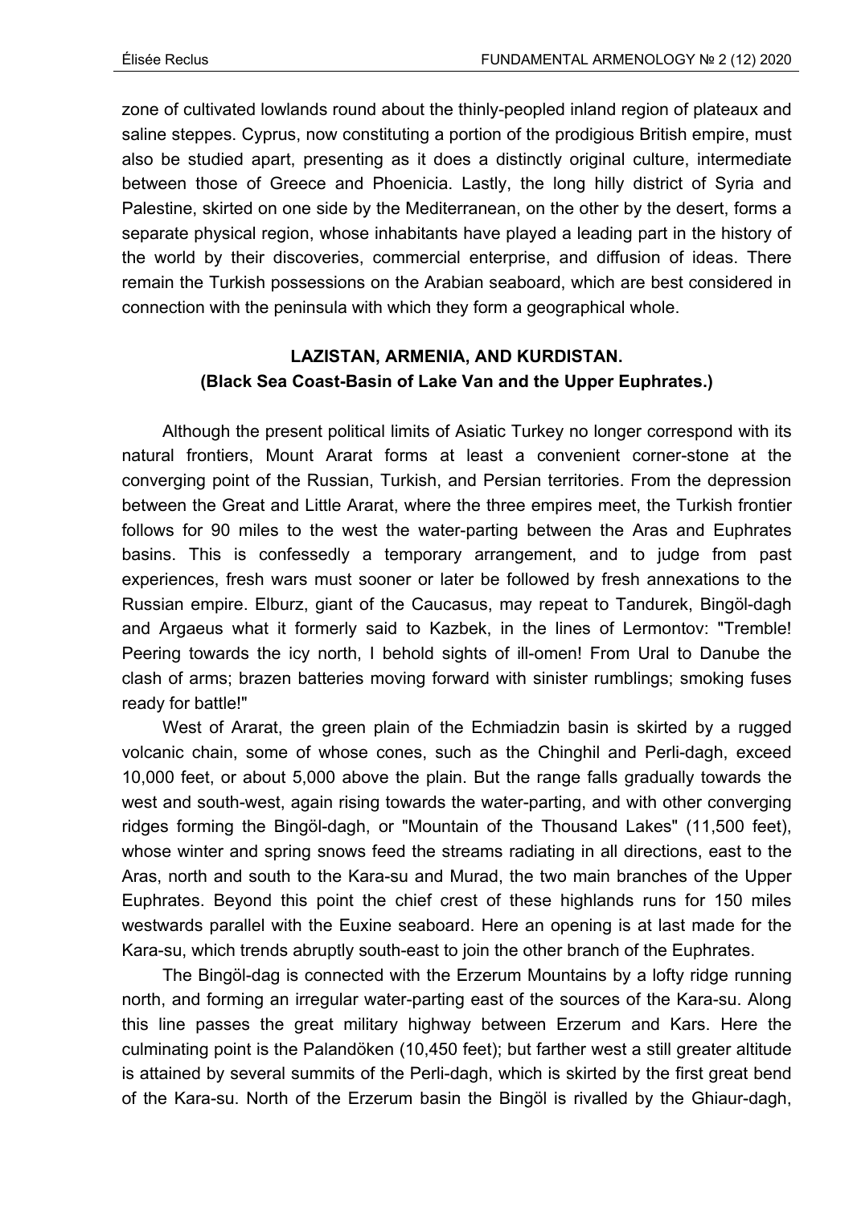zone of cultivated lowlands round about the thinly-peopled inland region of plateaux and saline steppes. Cyprus, now constituting a portion of the prodigious British empire, must also be studied apart, presenting as it does a distinctly original culture, intermediate between those of Greece and Phoenicia. Lastly, the long hilly district of Syria and Palestine, skirted on one side by the Mediterranean, on the other by the desert, forms a separate physical region, whose inhabitants have played a leading part in the history of the world by their discoveries, commercial enterprise, and diffusion of ideas. There remain the Turkish possessions on the Arabian seaboard, which are best considered in connection with the peninsula with which they form a geographical whole.

## LAZISTAN, ARMENIA, AND KURDISTAN.
### (Black Sea Coast-Basin of Lake Van and the Upper Euphrates.)

Although the present political limits of Asiatic Turkey no longer correspond with its natural frontiers, Mount Ararat forms at least a convenient corner-stone at the converging point of the Russian, Turkish, and Persian territories. From the depression between the Great and Little Ararat, where the three empires meet, the Turkish frontier follows for 90 miles to the west the water-parting between the Aras and Euphrates basins. This is confessedly a temporary arrangement, and to judge from past experiences, fresh wars must sooner or later be followed by fresh annexations to the Russian empire. Elburz, giant of the Caucasus, may repeat to Tandurek, Bingöl-dagh and Argaeus what it formerly said to Kazbek, in the lines of Lermontov: "Tremble! Peering towards the icy north, I behold sights of ill-omen! From Ural to Danube the clash of arms; brazen batteries moving forward with sinister rumblings; smoking fuses ready for battle!"

West of Ararat, the green plain of the Echmiadzin basin is skirted by a rugged volcanic chain, some of whose cones, such as the Chinghil and Perli-dagh, exceed 10,000 feet, or about 5,000 above the plain. But the range falls gradually towards the west and south-west, again rising towards the water-parting, and with other converging ridges forming the Bingöl-dagh, or "Mountain of the Thousand Lakes" (11,500 feet), whose winter and spring snows feed the streams radiating in all directions, east to the Aras, north and south to the Kara-su and Murad, the two main branches of the Upper Euphrates. Beyond this point the chief crest of these highlands runs for 150 miles westwards parallel with the Euxine seaboard. Here an opening is at last made for the Kara-su, which trends abruptly south-east to join the other branch of the Euphrates.

The Bingöl-dag is connected with the Erzerum Mountains by a lofty ridge running north, and forming an irregular water-parting east of the sources of the Kara-su. Along this line passes the great military highway between Erzerum and Kars. Here the culminating point is the Palandöken (10,450 feet); but farther west a still greater altitude is attained by several summits of the Perli-dagh, which is skirted by the first great bend of the Kara-su. North of the Erzerum basin the Bingöl is rivalled by the Ghiaur-dagh,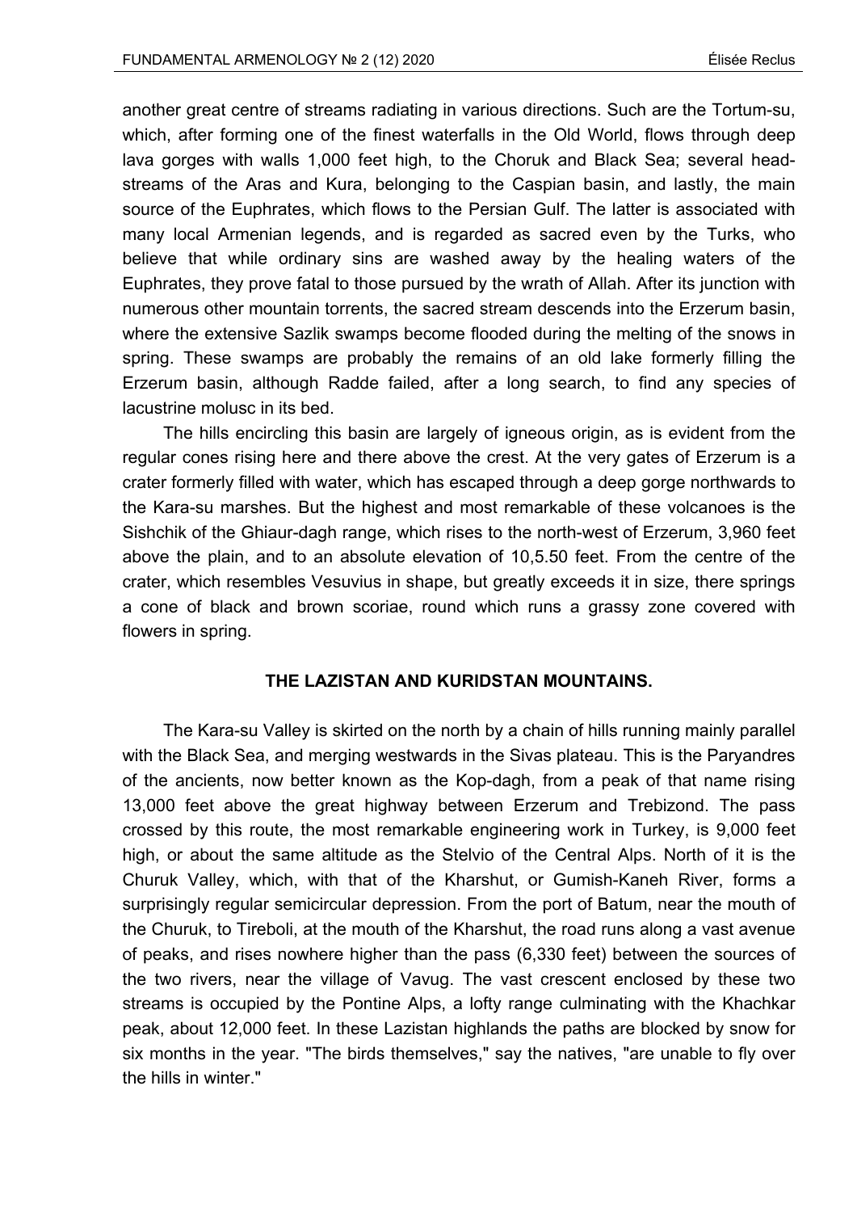another great centre of streams radiating in various directions. Such are the Tortum-su, which, after forming one of the finest waterfalls in the Old World, flows through deep lava gorges with walls 1,000 feet high, to the Choruk and Black Sea; several head-streams of the Aras and Kura, belonging to the Caspian basin, and lastly, the main source of the Euphrates, which flows to the Persian Gulf. The latter is associated with many local Armenian legends, and is regarded as sacred even by the Turks, who believe that while ordinary sins are washed away by the healing waters of the Euphrates, they prove fatal to those pursued by the wrath of Allah. After its junction with numerous other mountain torrents, the sacred stream descends into the Erzerum basin, where the extensive Sazlik swamps become flooded during the melting of the snows in spring. These swamps are probably the remains of an old lake formerly filling the Erzerum basin, although Radde failed, after a long search, to find any species of lacustrine molusc in its bed.

The hills encircling this basin are largely of igneous origin, as is evident from the regular cones rising here and there above the crest. At the very gates of Erzerum is a crater formerly filled with water, which has escaped through a deep gorge northwards to the Kara-su marshes. But the highest and most remarkable of these volcanoes is the Sishchik of the Ghiaur-dagh range, which rises to the north-west of Erzerum, 3,960 feet above the plain, and to an absolute elevation of 10,5.50 feet. From the centre of the crater, which resembles Vesuvius in shape, but greatly exceeds it in size, there springs a cone of black and brown scoriae, round which runs a grassy zone covered with flowers in spring.

## THE LAZISTAN AND KURIDSTAN MOUNTAINS.

The Kara-su Valley is skirted on the north by a chain of hills running mainly parallel with the Black Sea, and merging westwards in the Sivas plateau. This is the Paryandres of the ancients, now better known as the Kop-dagh, from a peak of that name rising 13,000 feet above the great highway between Erzerum and Trebizond. The pass crossed by this route, the most remarkable engineering work in Turkey, is 9,000 feet high, or about the same altitude as the Stelvio of the Central Alps. North of it is the Churuk Valley, which, with that of the Kharshut, or Gumish-Kaneh River, forms a surprisingly regular semicircular depression. From the port of Batum, near the mouth of the Churuk, to Tireboli, at the mouth of the Kharshut, the road runs along a vast avenue of peaks, and rises nowhere higher than the pass (6,330 feet) between the sources of the two rivers, near the village of Vavug. The vast crescent enclosed by these two streams is occupied by the Pontine Alps, a lofty range culminating with the Khachkar peak, about 12,000 feet. In these Lazistan highlands the paths are blocked by snow for six months in the year. "The birds themselves," say the natives, "are unable to fly over the hills in winter."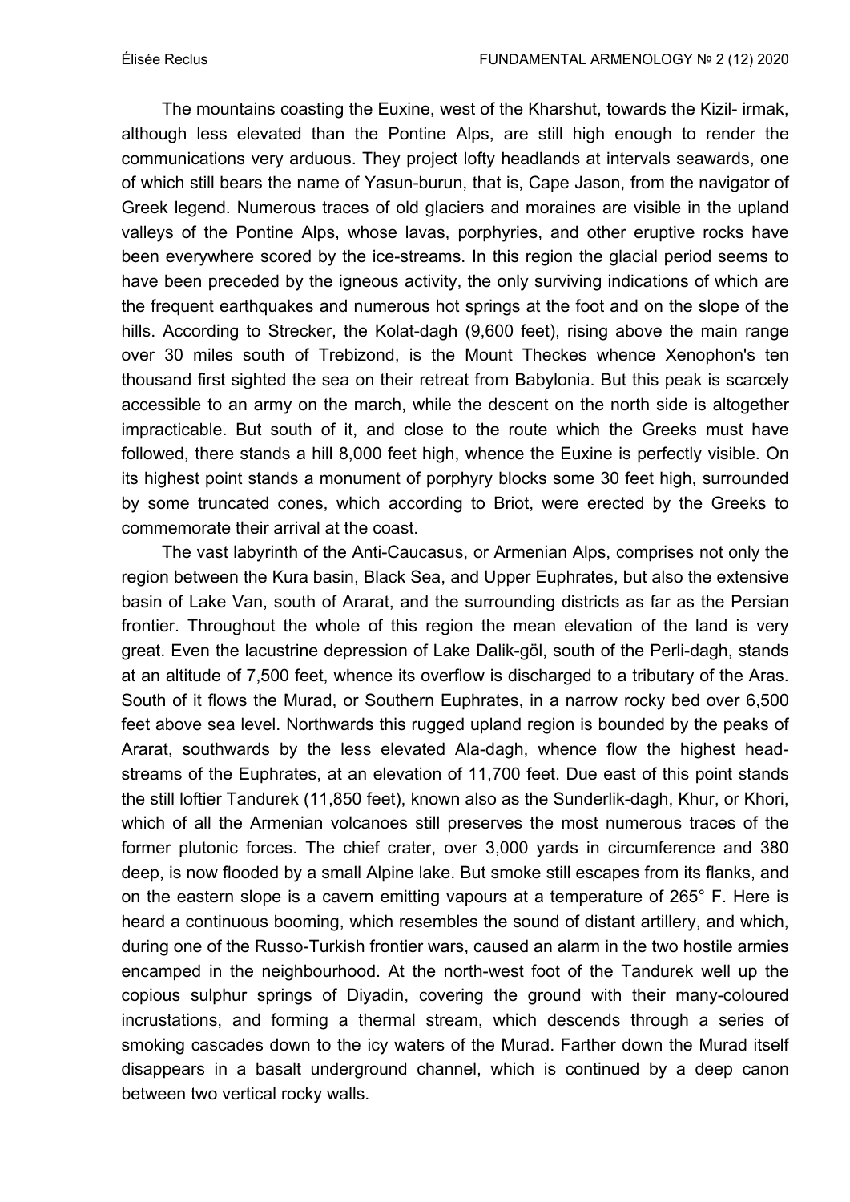The mountains coasting the Euxine, west of the Kharshut, towards the Kizil- irmak, although less elevated than the Pontine Alps, are still high enough to render the communications very arduous. They project lofty headlands at intervals seawards, one of which still bears the name of Yasun-burun, that is, Cape Jason, from the navigator of Greek legend. Numerous traces of old glaciers and moraines are visible in the upland valleys of the Pontine Alps, whose lavas, porphyries, and other eruptive rocks have been everywhere scored by the ice-streams. In this region the glacial period seems to have been preceded by the igneous activity, the only surviving indications of which are the frequent earthquakes and numerous hot springs at the foot and on the slope of the hills. According to Strecker, the Kolat-dagh (9,600 feet), rising above the main range over 30 miles south of Trebizond, is the Mount Theckes whence Xenophon's ten thousand first sighted the sea on their retreat from Babylonia. But this peak is scarcely accessible to an army on the march, while the descent on the north side is altogether impracticable. But south of it, and close to the route which the Greeks must have followed, there stands a hill 8,000 feet high, whence the Euxine is perfectly visible. On its highest point stands a monument of porphyry blocks some 30 feet high, surrounded by some truncated cones, which according to Briot, were erected by the Greeks to commemorate their arrival at the coast.

The vast labyrinth of the Anti-Caucasus, or Armenian Alps, comprises not only the region between the Kura basin, Black Sea, and Upper Euphrates, but also the extensive basin of Lake Van, south of Ararat, and the surrounding districts as far as the Persian frontier. Throughout the whole of this region the mean elevation of the land is very great. Even the lacustrine depression of Lake Dalik-göl, south of the Perli-dagh, stands at an altitude of 7,500 feet, whence its overflow is discharged to a tributary of the Aras. South of it flows the Murad, or Southern Euphrates, in a narrow rocky bed over 6,500 feet above sea level. Northwards this rugged upland region is bounded by the peaks of Ararat, southwards by the less elevated Ala-dagh, whence flow the highest head-streams of the Euphrates, at an elevation of 11,700 feet. Due east of this point stands the still loftier Tandurek (11,850 feet), known also as the Sunderlik-dagh, Khur, or Khori, which of all the Armenian volcanoes still preserves the most numerous traces of the former plutonic forces. The chief crater, over 3,000 yards in circumference and 380 deep, is now flooded by a small Alpine lake. But smoke still escapes from its flanks, and on the eastern slope is a cavern emitting vapours at a temperature of 265° F. Here is heard a continuous booming, which resembles the sound of distant artillery, and which, during one of the Russo-Turkish frontier wars, caused an alarm in the two hostile armies encamped in the neighbourhood. At the north-west foot of the Tandurek well up the copious sulphur springs of Diyadin, covering the ground with their many-coloured incrustations, and forming a thermal stream, which descends through a series of smoking cascades down to the icy waters of the Murad. Farther down the Murad itself disappears in a basalt underground channel, which is continued by a deep canon between two vertical rocky walls.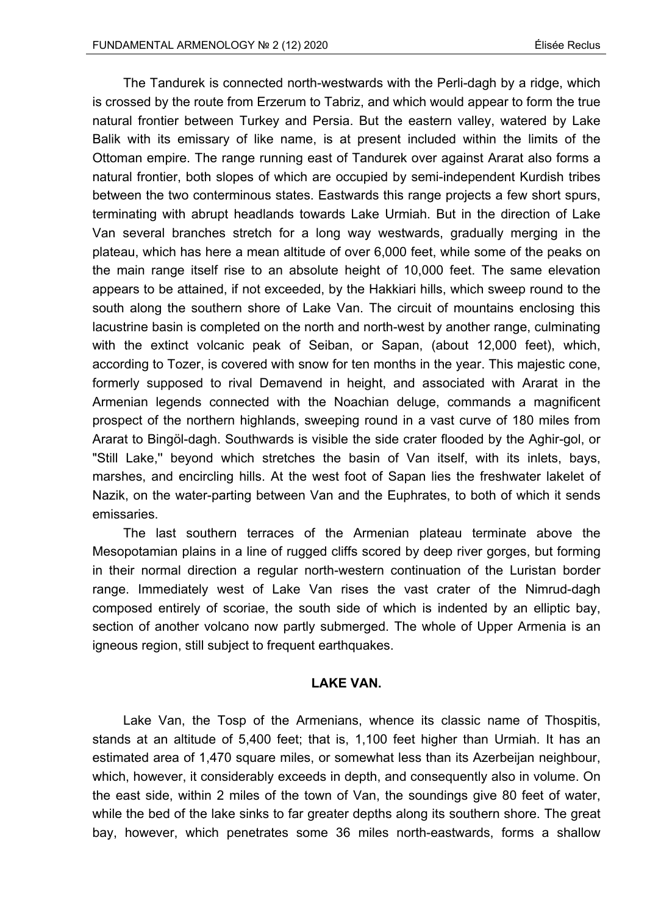The Tandurek is connected north-westwards with the Perli-dagh by a ridge, which is crossed by the route from Erzerum to Tabriz, and which would appear to form the true natural frontier between Turkey and Persia. But the eastern valley, watered by Lake Balik with its emissary of like name, is at present included within the limits of the Ottoman empire. The range running east of Tandurek over against Ararat also forms a natural frontier, both slopes of which are occupied by semi-independent Kurdish tribes between the two conterminous states. Eastwards this range projects a few short spurs, terminating with abrupt headlands towards Lake Urmiah. But in the direction of Lake Van several branches stretch for a long way westwards, gradually merging in the plateau, which has here a mean altitude of over 6,000 feet, while some of the peaks on the main range itself rise to an absolute height of 10,000 feet. The same elevation appears to be attained, if not exceeded, by the Hakkiari hills, which sweep round to the south along the southern shore of Lake Van. The circuit of mountains enclosing this lacustrine basin is completed on the north and north-west by another range, culminating with the extinct volcanic peak of Seiban, or Sapan, (about 12,000 feet), which, according to Tozer, is covered with snow for ten months in the year. This majestic cone, formerly supposed to rival Demavend in height, and associated with Ararat in the Armenian legends connected with the Noachian deluge, commands a magnificent prospect of the northern highlands, sweeping round in a vast curve of 180 miles from Ararat to Bingöl-dagh. Southwards is visible the side crater flooded by the Aghir-gol, or "Still Lake,'' beyond which stretches the basin of Van itself, with its inlets, bays, marshes, and encircling hills. At the west foot of Sapan lies the freshwater lakelet of Nazik, on the water-parting between Van and the Euphrates, to both of which it sends emissaries.

The last southern terraces of the Armenian plateau terminate above the Mesopotamian plains in a line of rugged cliffs scored by deep river gorges, but forming in their normal direction a regular north-western continuation of the Luristan border range. Immediately west of Lake Van rises the vast crater of the Nimrud-dagh composed entirely of scoriae, the south side of which is indented by an elliptic bay, section of another volcano now partly submerged. The whole of Upper Armenia is an igneous region, still subject to frequent earthquakes.

## LAKE VAN.

Lake Van, the Tosp of the Armenians, whence its classic name of Thospitis, stands at an altitude of 5,400 feet; that is, 1,100 feet higher than Urmiah. It has an estimated area of 1,470 square miles, or somewhat less than its Azerbeijan neighbour, which, however, it considerably exceeds in depth, and consequently also in volume. On the east side, within 2 miles of the town of Van, the soundings give 80 feet of water, while the bed of the lake sinks to far greater depths along its southern shore. The great bay, however, which penetrates some 36 miles north-eastwards, forms a shallow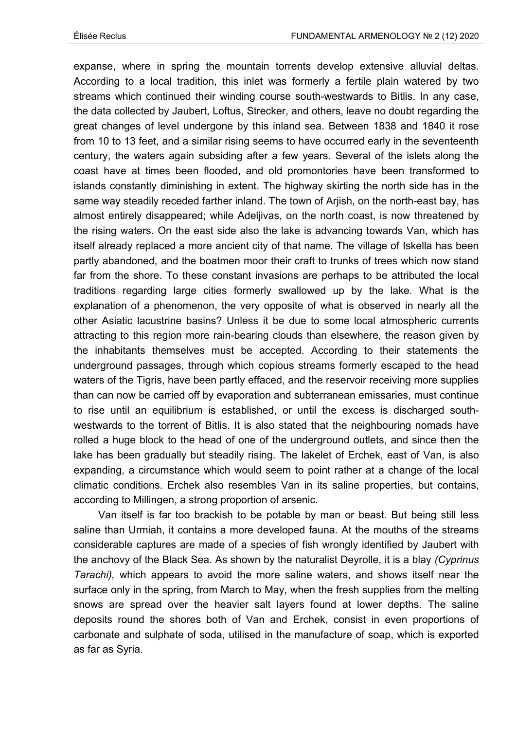expanse, where in spring the mountain torrents develop extensive alluvial deltas. According to a local tradition, this inlet was formerly a fertile plain watered by two streams which continued their winding course south-westwards to Bitlis. In any case, the data collected by Jaubert, Loftus, Strecker, and others, leave no doubt regarding the great changes of level undergone by this inland sea. Between 1838 and 1840 it rose from 10 to 13 feet, and a similar rising seems to have occurred early in the seventeenth century, the waters again subsiding after a few years. Several of the islets along the coast have at times been flooded, and old promontories have been transformed to islands constantly diminishing in extent. The highway skirting the north side has in the same way steadily receded farther inland. The town of Arjish, on the north-east bay, has almost entirely disappeared; while Adeljivas, on the north coast, is now threatened by the rising waters. On the east side also the lake is advancing towards Van, which has itself already replaced a more ancient city of that name. The village of Iskella has been partly abandoned, and the boatmen moor their craft to trunks of trees which now stand far from the shore. To these constant invasions are perhaps to be attributed the local traditions regarding large cities formerly swallowed up by the lake. What is the explanation of a phenomenon, the very opposite of what is observed in nearly all the other Asiatic lacustrine basins? Unless it be due to some local atmospheric currents attracting to this region more rain-bearing clouds than elsewhere, the reason given by the inhabitants themselves must be accepted. According to their statements the underground passages, through which copious streams formerly escaped to the head waters of the Tigris, have been partly effaced, and the reservoir receiving more supplies than can now be carried off by evaporation and subterranean emissaries, must continue to rise until an equilibrium is established, or until the excess is discharged south-westwards to the torrent of Bitlis. It is also stated that the neighbouring nomads have rolled a huge block to the head of one of the underground outlets, and since then the lake has been gradually but steadily rising. The lakelet of Erchek, east of Van, is also expanding, a circumstance which would seem to point rather at a change of the local climatic conditions. Erchek also resembles Van in its saline properties, but contains, according to Millingen, a strong proportion of arsenic.

Van itself is far too brackish to be potable by man or beast. But being still less saline than Urmiah, it contains a more developed fauna. At the mouths of the streams considerable captures are made of a species of fish wrongly identified by Jaubert with the anchovy of the Black Sea. As shown by the naturalist Deyrolle, it is a blay *(Cyprinus Tarachi),* which appears to avoid the more saline waters, and shows itself near the surface only in the spring, from March to May, when the fresh supplies from the melting snows are spread over the heavier salt layers found at lower depths. The saline deposits round the shores both of Van and Erchek, consist in even proportions of carbonate and sulphate of soda, utilised in the manufacture of soap, which is exported as far as Syria.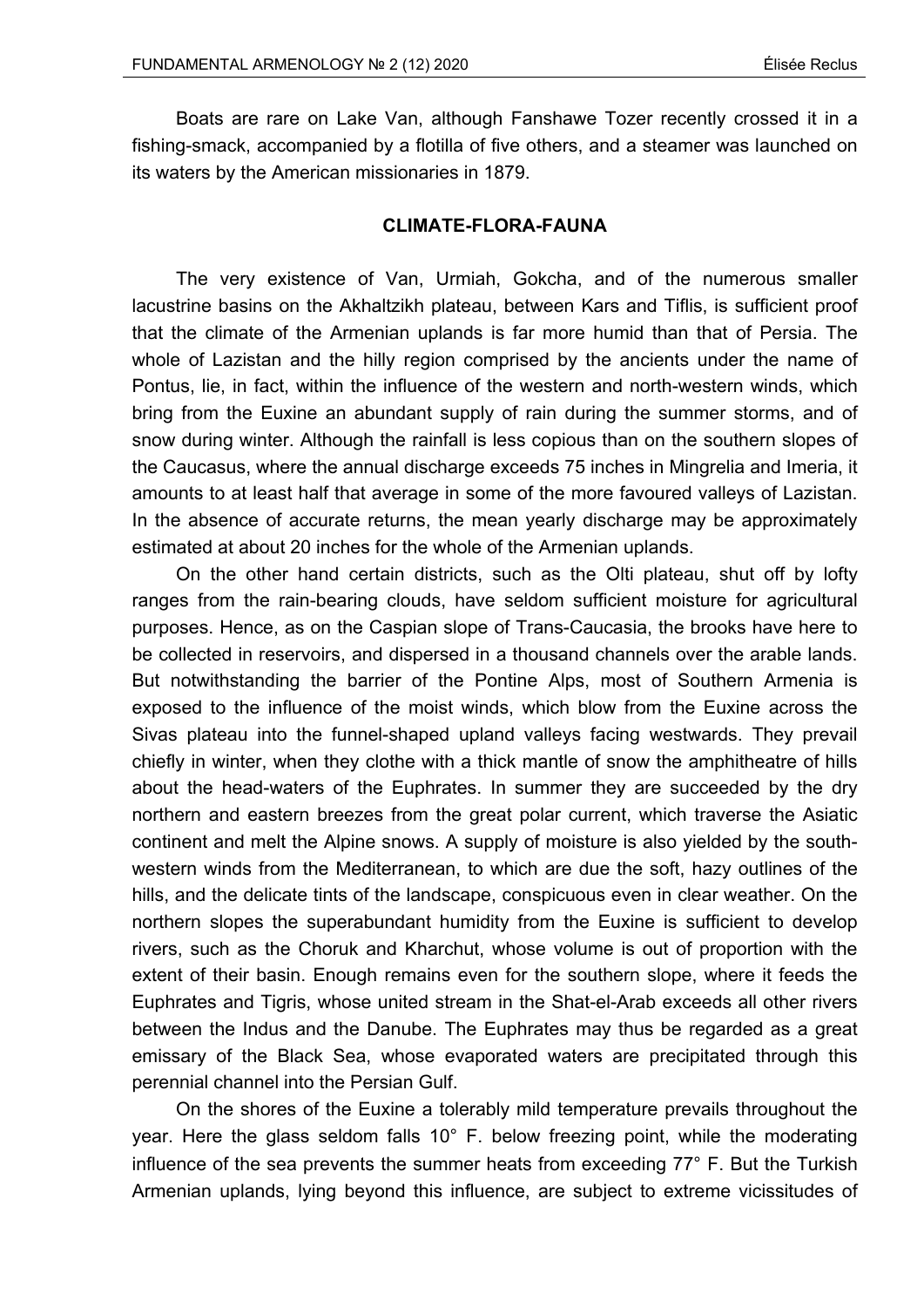Boats are rare on Lake Van, although Fanshawe Tozer recently crossed it in a fishing-smack, accompanied by a flotilla of five others, and a steamer was launched on its waters by the American missionaries in 1879.

## CLIMATE-FLORA-FAUNA

The very existence of Van, Urmiah, Gokcha, and of the numerous smaller lacustrine basins on the Akhaltzikh plateau, between Kars and Tiflis, is sufficient proof that the climate of the Armenian uplands is far more humid than that of Persia. The whole of Lazistan and the hilly region comprised by the ancients under the name of Pontus, lie, in fact, within the influence of the western and north-western winds, which bring from the Euxine an abundant supply of rain during the summer storms, and of snow during winter. Although the rainfall is less copious than on the southern slopes of the Caucasus, where the annual discharge exceeds 75 inches in Mingrelia and Imeria, it amounts to at least half that average in some of the more favoured valleys of Lazistan. In the absence of accurate returns, the mean yearly discharge may be approximately estimated at about 20 inches for the whole of the Armenian uplands.

On the other hand certain districts, such as the Olti plateau, shut off by lofty ranges from the rain-bearing clouds, have seldom sufficient moisture for agricultural purposes. Hence, as on the Caspian slope of Trans-Caucasia, the brooks have here to be collected in reservoirs, and dispersed in a thousand channels over the arable lands. But notwithstanding the barrier of the Pontine Alps, most of Southern Armenia is exposed to the influence of the moist winds, which blow from the Euxine across the Sivas plateau into the funnel-shaped upland valleys facing westwards. They prevail chiefly in winter, when they clothe with a thick mantle of snow the amphitheatre of hills about the head-waters of the Euphrates. In summer they are succeeded by the dry northern and eastern breezes from the great polar current, which traverse the Asiatic continent and melt the Alpine snows. A supply of moisture is also yielded by the south-western winds from the Mediterranean, to which are due the soft, hazy outlines of the hills, and the delicate tints of the landscape, conspicuous even in clear weather. On the northern slopes the superabundant humidity from the Euxine is sufficient to develop rivers, such as the Choruk and Kharchut, whose volume is out of proportion with the extent of their basin. Enough remains even for the southern slope, where it feeds the Euphrates and Tigris, whose united stream in the Shat-el-Arab exceeds all other rivers between the Indus and the Danube. The Euphrates may thus be regarded as a great emissary of the Black Sea, whose evaporated waters are precipitated through this perennial channel into the Persian Gulf.

On the shores of the Euxine a tolerably mild temperature prevails throughout the year. Here the glass seldom falls 10° F. below freezing point, while the moderating influence of the sea prevents the summer heats from exceeding 77° F. But the Turkish Armenian uplands, lying beyond this influence, are subject to extreme vicissitudes of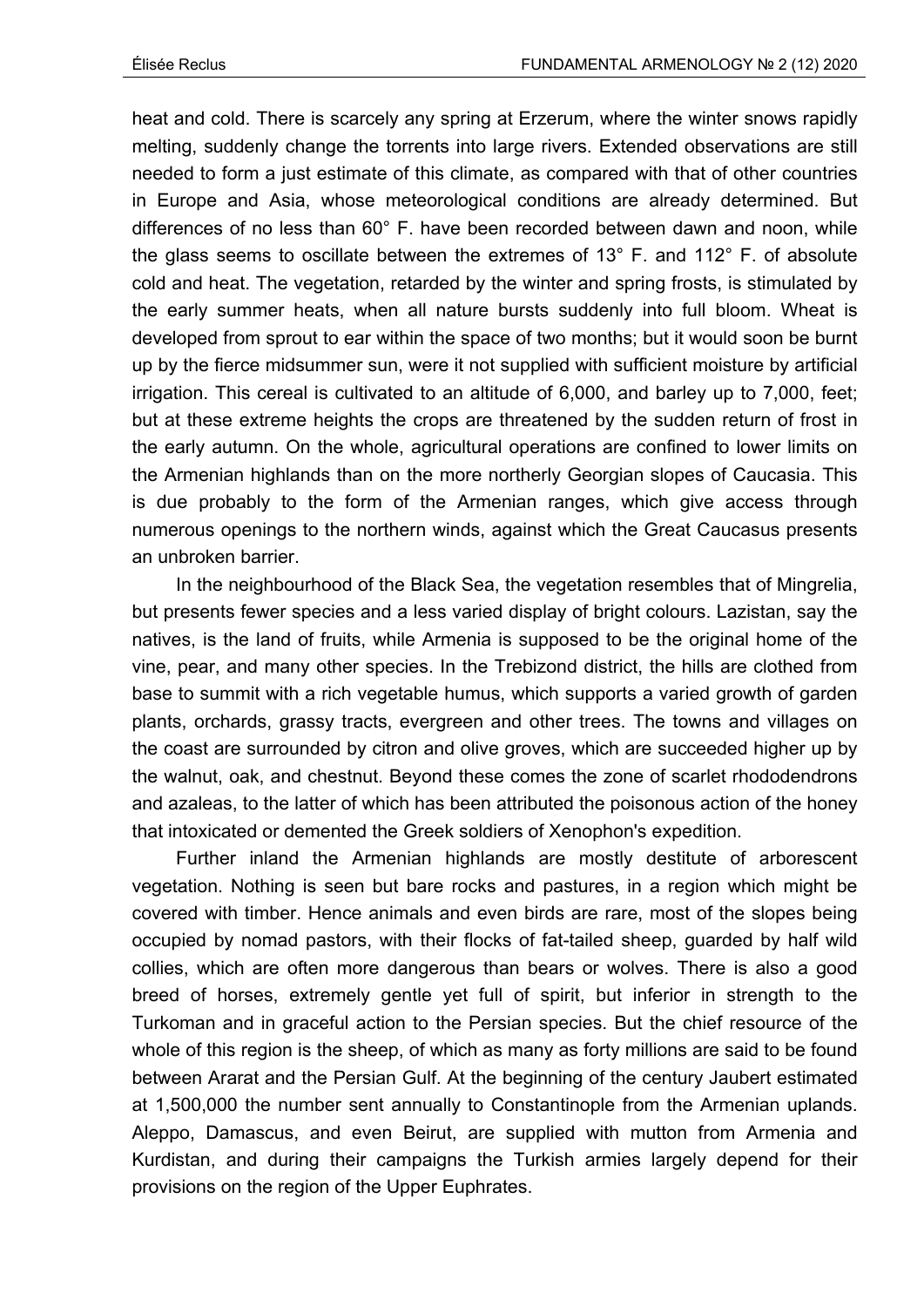heat and cold. There is scarcely any spring at Erzerum, where the winter snows rapidly melting, suddenly change the torrents into large rivers. Extended observations are still needed to form a just estimate of this climate, as compared with that of other countries in Europe and Asia, whose meteorological conditions are already determined. But differences of no less than 60° F. have been recorded between dawn and noon, while the glass seems to oscillate between the extremes of 13° F. and 112° F. of absolute cold and heat. The vegetation, retarded by the winter and spring frosts, is stimulated by the early summer heats, when all nature bursts suddenly into full bloom. Wheat is developed from sprout to ear within the space of two months; but it would soon be burnt up by the fierce midsummer sun, were it not supplied with sufficient moisture by artificial irrigation. This cereal is cultivated to an altitude of 6,000, and barley up to 7,000, feet; but at these extreme heights the crops are threatened by the sudden return of frost in the early autumn. On the whole, agricultural operations are confined to lower limits on the Armenian highlands than on the more northerly Georgian slopes of Caucasia. This is due probably to the form of the Armenian ranges, which give access through numerous openings to the northern winds, against which the Great Caucasus presents an unbroken barrier.

In the neighbourhood of the Black Sea, the vegetation resembles that of Mingrelia, but presents fewer species and a less varied display of bright colours. Lazistan, say the natives, is the land of fruits, while Armenia is supposed to be the original home of the vine, pear, and many other species. In the Trebizond district, the hills are clothed from base to summit with a rich vegetable humus, which supports a varied growth of garden plants, orchards, grassy tracts, evergreen and other trees. The towns and villages on the coast are surrounded by citron and olive groves, which are succeeded higher up by the walnut, oak, and chestnut. Beyond these comes the zone of scarlet rhododendrons and azaleas, to the latter of which has been attributed the poisonous action of the honey that intoxicated or demented the Greek soldiers of Xenophon's expedition.

Further inland the Armenian highlands are mostly destitute of arborescent vegetation. Nothing is seen but bare rocks and pastures, in a region which might be covered with timber. Hence animals and even birds are rare, most of the slopes being occupied by nomad pastors, with their flocks of fat-tailed sheep, guarded by half wild collies, which are often more dangerous than bears or wolves. There is also a good breed of horses, extremely gentle yet full of spirit, but inferior in strength to the Turkoman and in graceful action to the Persian species. But the chief resource of the whole of this region is the sheep, of which as many as forty millions are said to be found between Ararat and the Persian Gulf. At the beginning of the century Jaubert estimated at 1,500,000 the number sent annually to Constantinople from the Armenian uplands. Aleppo, Damascus, and even Beirut, are supplied with mutton from Armenia and Kurdistan, and during their campaigns the Turkish armies largely depend for their provisions on the region of the Upper Euphrates.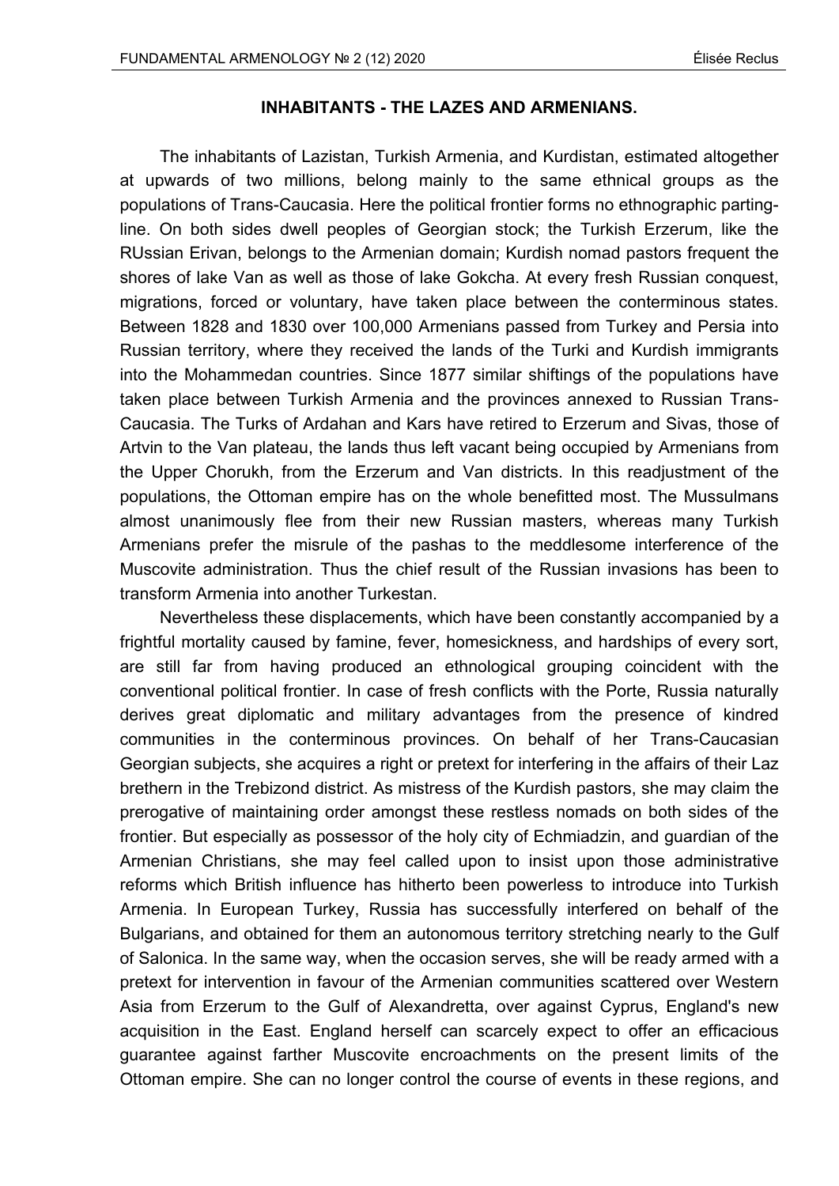## INHABITANTS - THE LAZES AND ARMENIANS.

The inhabitants of Lazistan, Turkish Armenia, and Kurdistan, estimated altogether at upwards of two millions, belong mainly to the same ethnical groups as the populations of Trans-Caucasia. Here the political frontier forms no ethnographic parting-line. On both sides dwell peoples of Georgian stock; the Turkish Erzerum, like the RUssian Erivan, belongs to the Armenian domain; Kurdish nomad pastors frequent the shores of lake Van as well as those of lake Gokcha. At every fresh Russian conquest, migrations, forced or voluntary, have taken place between the conterminous states. Between 1828 and 1830 over 100,000 Armenians passed from Turkey and Persia into Russian territory, where they received the lands of the Turki and Kurdish immigrants into the Mohammedan countries. Since 1877 similar shiftings of the populations have taken place between Turkish Armenia and the provinces annexed to Russian Trans-Caucasia. The Turks of Ardahan and Kars have retired to Erzerum and Sivas, those of Artvin to the Van plateau, the lands thus left vacant being occupied by Armenians from the Upper Chorukh, from the Erzerum and Van districts. In this readjustment of the populations, the Ottoman empire has on the whole benefitted most. The Mussulmans almost unanimously flee from their new Russian masters, whereas many Turkish Armenians prefer the misrule of the pashas to the meddlesome interference of the Muscovite administration. Thus the chief result of the Russian invasions has been to transform Armenia into another Turkestan.

Nevertheless these displacements, which have been constantly accompanied by a frightful mortality caused by famine, fever, homesickness, and hardships of every sort, are still far from having produced an ethnological grouping coincident with the conventional political frontier. In case of fresh conflicts with the Porte, Russia naturally derives great diplomatic and military advantages from the presence of kindred communities in the conterminous provinces. On behalf of her Trans-Caucasian Georgian subjects, she acquires a right or pretext for interfering in the affairs of their Laz brethern in the Trebizond district. As mistress of the Kurdish pastors, she may claim the prerogative of maintaining order amongst these restless nomads on both sides of the frontier. But especially as possessor of the holy city of Echmiadzin, and guardian of the Armenian Christians, she may feel called upon to insist upon those administrative reforms which British influence has hitherto been powerless to introduce into Turkish Armenia. In European Turkey, Russia has successfully interfered on behalf of the Bulgarians, and obtained for them an autonomous territory stretching nearly to the Gulf of Salonica. In the same way, when the occasion serves, she will be ready armed with a pretext for intervention in favour of the Armenian communities scattered over Western Asia from Erzerum to the Gulf of Alexandretta, over against Cyprus, England's new acquisition in the East. England herself can scarcely expect to offer an efficacious guarantee against farther Muscovite encroachments on the present limits of the Ottoman empire. She can no longer control the course of events in these regions, and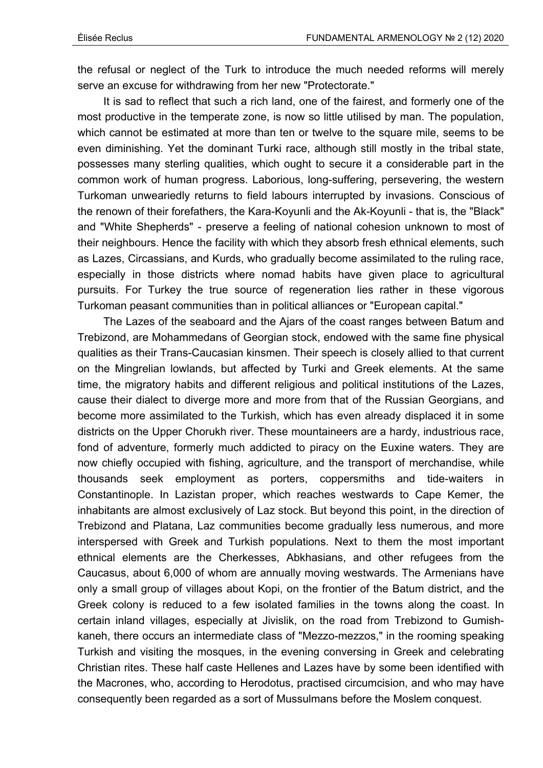the refusal or neglect of the Turk to introduce the much needed reforms will merely serve an excuse for withdrawing from her new "Protectorate."

It is sad to reflect that such a rich land, one of the fairest, and formerly one of the most productive in the temperate zone, is now so little utilised by man. The population, which cannot be estimated at more than ten or twelve to the square mile, seems to be even diminishing. Yet the dominant Turki race, although still mostly in the tribal state, possesses many sterling qualities, which ought to secure it a considerable part in the common work of human progress. Laborious, long-suffering, persevering, the western Turkoman unweariedly returns to field labours interrupted by invasions. Conscious of the renown of their forefathers, the Kara-Koyunli and the Ak-Koyunli - that is, the "Black" and "White Shepherds" - preserve a feeling of national cohesion unknown to most of their neighbours. Hence the facility with which they absorb fresh ethnical elements, such as Lazes, Circassians, and Kurds, who gradually become assimilated to the ruling race, especially in those districts where nomad habits have given place to agricultural pursuits. For Turkey the true source of regeneration lies rather in these vigorous Turkoman peasant communities than in political alliances or "European capital."

The Lazes of the seaboard and the Ajars of the coast ranges between Batum and Trebizond, are Mohammedans of Georgian stock, endowed with the same fine physical qualities as their Trans-Caucasian kinsmen. Their speech is closely allied to that current on the Mingrelian lowlands, but affected by Turki and Greek elements. At the same time, the migratory habits and different religious and political institutions of the Lazes, cause their dialect to diverge more and more from that of the Russian Georgians, and become more assimilated to the Turkish, which has even already displaced it in some districts on the Upper Chorukh river. These mountaineers are a hardy, industrious race, fond of adventure, formerly much addicted to piracy on the Euxine waters. They are now chiefly occupied with fishing, agriculture, and the transport of merchandise, while thousands seek employment as porters, coppersmiths and tide-waiters in Constantinople. In Lazistan proper, which reaches westwards to Cape Kemer, the inhabitants are almost exclusively of Laz stock. But beyond this point, in the direction of Trebizond and Platana, Laz communities become gradually less numerous, and more interspersed with Greek and Turkish populations. Next to them the most important ethnical elements are the Cherkesses, Abkhasians, and other refugees from the Caucasus, about 6,000 of whom are annually moving westwards. The Armenians have only a small group of villages about Kopi, on the frontier of the Batum district, and the Greek colony is reduced to a few isolated families in the towns along the coast. In certain inland villages, especially at Jivislik, on the road from Trebizond to Gumish-kaneh, there occurs an intermediate class of "Mezzo-mezzos," in the rooming speaking Turkish and visiting the mosques, in the evening conversing in Greek and celebrating Christian rites. These half caste Hellenes and Lazes have by some been identified with the Macrones, who, according to Herodotus, practised circumcision, and who may have consequently been regarded as a sort of Mussulmans before the Moslem conquest.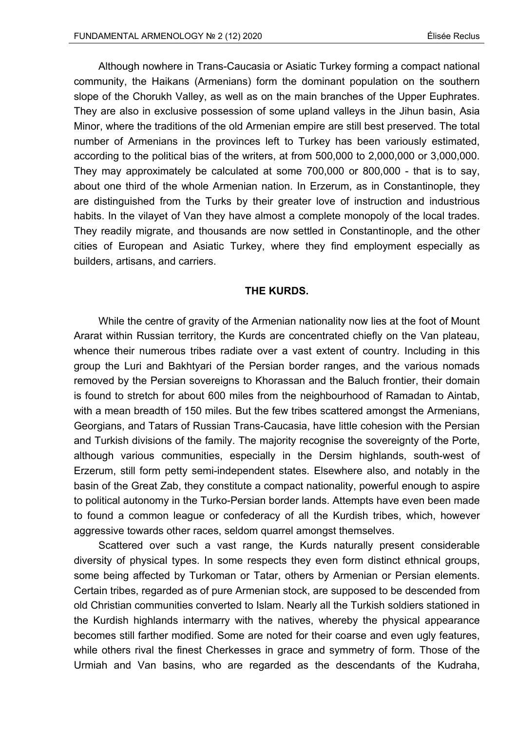Although nowhere in Trans-Caucasia or Asiatic Turkey forming a compact national community, the Haikans (Armenians) form the dominant population on the southern slope of the Chorukh Valley, as well as on the main branches of the Upper Euphrates. They are also in exclusive possession of some upland valleys in the Jihun basin, Asia Minor, where the traditions of the old Armenian empire are still best preserved. The total number of Armenians in the provinces left to Turkey has been variously estimated, according to the political bias of the writers, at from 500,000 to 2,000,000 or 3,000,000. They may approximately be calculated at some 700,000 or 800,000 - that is to say, about one third of the whole Armenian nation. In Erzerum, as in Constantinople, they are distinguished from the Turks by their greater love of instruction and industrious habits. In the vilayet of Van they have almost a complete monopoly of the local trades. They readily migrate, and thousands are now settled in Constantinople, and the other cities of European and Asiatic Turkey, where they find employment especially as builders, artisans, and carriers.

## THE KURDS.

While the centre of gravity of the Armenian nationality now lies at the foot of Mount Ararat within Russian territory, the Kurds are concentrated chiefly on the Van plateau, whence their numerous tribes radiate over a vast extent of country. Including in this group the Luri and Bakhtyari of the Persian border ranges, and the various nomads removed by the Persian sovereigns to Khorassan and the Baluch frontier, their domain is found to stretch for about 600 miles from the neighbourhood of Ramadan to Aintab, with a mean breadth of 150 miles. But the few tribes scattered amongst the Armenians, Georgians, and Tatars of Russian Trans-Caucasia, have little cohesion with the Persian and Turkish divisions of the family. The majority recognise the sovereignty of the Porte, although various communities, especially in the Dersim highlands, south-west of Erzerum, still form petty semi-independent states. Elsewhere also, and notably in the basin of the Great Zab, they constitute a compact nationality, powerful enough to aspire to political autonomy in the Turko-Persian border lands. Attempts have even been made to found a common league or confederacy of all the Kurdish tribes, which, however aggressive towards other races, seldom quarrel amongst themselves.

Scattered over such a vast range, the Kurds naturally present considerable diversity of physical types. In some respects they even form distinct ethnical groups, some being affected by Turkoman or Tatar, others by Armenian or Persian elements. Certain tribes, regarded as of pure Armenian stock, are supposed to be descended from old Christian communities converted to Islam. Nearly all the Turkish soldiers stationed in the Kurdish highlands intermarry with the natives, whereby the physical appearance becomes still farther modified. Some are noted for their coarse and even ugly features, while others rival the finest Cherkesses in grace and symmetry of form. Those of the Urmiah and Van basins, who are regarded as the descendants of the Kudraha,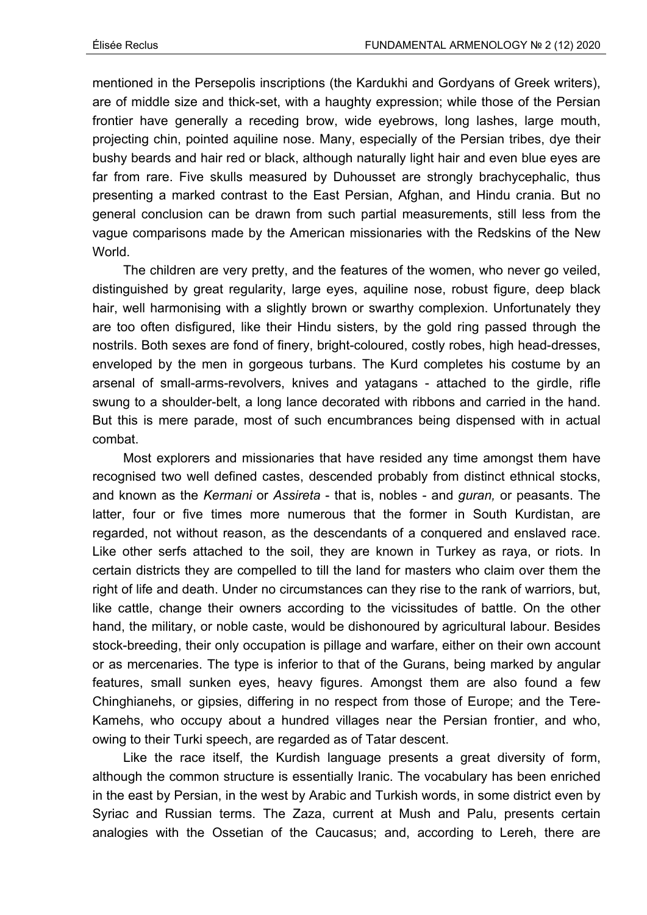mentioned in the Persepolis inscriptions (the Kardukhi and Gordyans of Greek writers), are of middle size and thick-set, with a haughty expression; while those of the Persian frontier have generally a receding brow, wide eyebrows, long lashes, large mouth, projecting chin, pointed aquiline nose. Many, especially of the Persian tribes, dye their bushy beards and hair red or black, although naturally light hair and even blue eyes are far from rare. Five skulls measured by Duhousset are strongly brachycephalic, thus presenting a marked contrast to the East Persian, Afghan, and Hindu crania. But no general conclusion can be drawn from such partial measurements, still less from the vague comparisons made by the American missionaries with the Redskins of the New World.

The children are very pretty, and the features of the women, who never go veiled, distinguished by great regularity, large eyes, aquiline nose, robust figure, deep black hair, well harmonising with a slightly brown or swarthy complexion. Unfortunately they are too often disfigured, like their Hindu sisters, by the gold ring passed through the nostrils. Both sexes are fond of finery, bright-coloured, costly robes, high head-dresses, enveloped by the men in gorgeous turbans. The Kurd completes his costume by an arsenal of small-arms-revolvers, knives and yatagans - attached to the girdle, rifle swung to a shoulder-belt, a long lance decorated with ribbons and carried in the hand. But this is mere parade, most of such encumbrances being dispensed with in actual combat.

Most explorers and missionaries that have resided any time amongst them have recognised two well defined castes, descended probably from distinct ethnical stocks, and known as the *Kermani* or *Assireta* - that is, nobles - and *guran,* or peasants. The latter, four or five times more numerous that the former in South Kurdistan, are regarded, not without reason, as the descendants of a conquered and enslaved race. Like other serfs attached to the soil, they are known in Turkey as raya, or riots. In certain districts they are compelled to till the land for masters who claim over them the right of life and death. Under no circumstances can they rise to the rank of warriors, but, like cattle, change their owners according to the vicissitudes of battle. On the other hand, the military, or noble caste, would be dishonoured by agricultural labour. Besides stock-breeding, their only occupation is pillage and warfare, either on their own account or as mercenaries. The type is inferior to that of the Gurans, being marked by angular features, small sunken eyes, heavy figures. Amongst them are also found a few Chinghianehs, or gipsies, differing in no respect from those of Europe; and the Tere-Kamehs, who occupy about a hundred villages near the Persian frontier, and who, owing to their Turki speech, are regarded as of Tatar descent.

Like the race itself, the Kurdish language presents a great diversity of form, although the common structure is essentially Iranic. The vocabulary has been enriched in the east by Persian, in the west by Arabic and Turkish words, in some district even by Syriac and Russian terms. The Zaza, current at Mush and Palu, presents certain analogies with the Ossetian of the Caucasus; and, according to Lereh, there are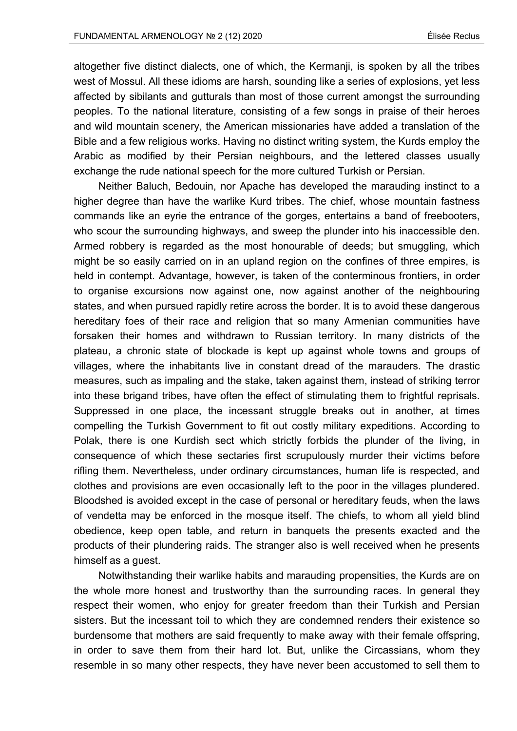altogether five distinct dialects, one of which, the Kermanji, is spoken by all the tribes west of Mossul. All these idioms are harsh, sounding like a series of explosions, yet less affected by sibilants and gutturals than most of those current amongst the surrounding peoples. To the national literature, consisting of a few songs in praise of their heroes and wild mountain scenery, the American missionaries have added a translation of the Bible and a few religious works. Having no distinct writing system, the Kurds employ the Arabic as modified by their Persian neighbours, and the lettered classes usually exchange the rude national speech for the more cultured Turkish or Persian.

Neither Baluch, Bedouin, nor Apache has developed the marauding instinct to a higher degree than have the warlike Kurd tribes. The chief, whose mountain fastness commands like an eyrie the entrance of the gorges, entertains a band of freebooters, who scour the surrounding highways, and sweep the plunder into his inaccessible den. Armed robbery is regarded as the most honourable of deeds; but smuggling, which might be so easily carried on in an upland region on the confines of three empires, is held in contempt. Advantage, however, is taken of the conterminous frontiers, in order to organise excursions now against one, now against another of the neighbouring states, and when pursued rapidly retire across the border. It is to avoid these dangerous hereditary foes of their race and religion that so many Armenian communities have forsaken their homes and withdrawn to Russian territory. In many districts of the plateau, a chronic state of blockade is kept up against whole towns and groups of villages, where the inhabitants live in constant dread of the marauders. The drastic measures, such as impaling and the stake, taken against them, instead of striking terror into these brigand tribes, have often the effect of stimulating them to frightful reprisals. Suppressed in one place, the incessant struggle breaks out in another, at times compelling the Turkish Government to fit out costly military expeditions. According to Polak, there is one Kurdish sect which strictly forbids the plunder of the living, in consequence of which these sectaries first scrupulously murder their victims before rifling them. Nevertheless, under ordinary circumstances, human life is respected, and clothes and provisions are even occasionally left to the poor in the villages plundered. Bloodshed is avoided except in the case of personal or hereditary feuds, when the laws of vendetta may be enforced in the mosque itself. The chiefs, to whom all yield blind obedience, keep open table, and return in banquets the presents exacted and the products of their plundering raids. The stranger also is well received when he presents himself as a guest.

Notwithstanding their warlike habits and marauding propensities, the Kurds are on the whole more honest and trustworthy than the surrounding races. In general they respect their women, who enjoy for greater freedom than their Turkish and Persian sisters. But the incessant toil to which they are condemned renders their existence so burdensome that mothers are said frequently to make away with their female offspring, in order to save them from their hard lot. But, unlike the Circassians, whom they resemble in so many other respects, they have never been accustomed to sell them to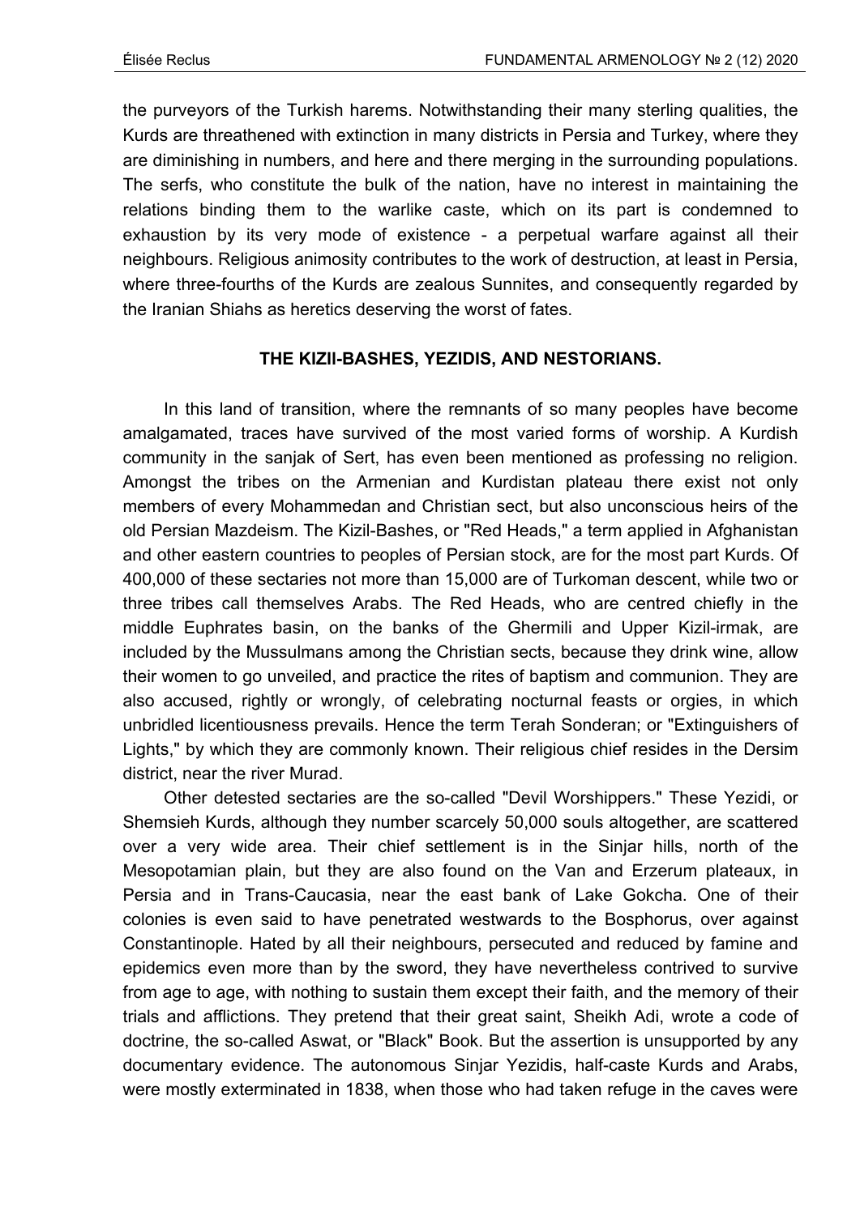the purveyors of the Turkish harems. Notwithstanding their many sterling qualities, the Kurds are threathened with extinction in many districts in Persia and Turkey, where they are diminishing in numbers, and here and there merging in the surrounding populations. The serfs, who constitute the bulk of the nation, have no interest in maintaining the relations binding them to the warlike caste, which on its part is condemned to exhaustion by its very mode of existence - a perpetual warfare against all their neighbours. Religious animosity contributes to the work of destruction, at least in Persia, where three-fourths of the Kurds are zealous Sunnites, and consequently regarded by the Iranian Shiahs as heretics deserving the worst of fates.

### THE KIZII-BASHES, YEZIDIS, AND NESTORIANS.

In this land of transition, where the remnants of so many peoples have become amalgamated, traces have survived of the most varied forms of worship. A Kurdish community in the sanjak of Sert, has even been mentioned as professing no religion. Amongst the tribes on the Armenian and Kurdistan plateau there exist not only members of every Mohammedan and Christian sect, but also unconscious heirs of the old Persian Mazdeism. The Kizil-Bashes, or "Red Heads," a term applied in Afghanistan and other eastern countries to peoples of Persian stock, are for the most part Kurds. Of 400,000 of these sectaries not more than 15,000 are of Turkoman descent, while two or three tribes call themselves Arabs. The Red Heads, who are centred chiefly in the middle Euphrates basin, on the banks of the Ghermili and Upper Kizil-irmak, are included by the Mussulmans among the Christian sects, because they drink wine, allow their women to go unveiled, and practice the rites of baptism and communion. They are also accused, rightly or wrongly, of celebrating nocturnal feasts or orgies, in which unbridled licentiousness prevails. Hence the term Terah Sonderan; or "Extinguishers of Lights," by which they are commonly known. Their religious chief resides in the Dersim district, near the river Murad.

Other detested sectaries are the so-called "Devil Worshippers." These Yezidi, or Shemsieh Kurds, although they number scarcely 50,000 souls altogether, are scattered over a very wide area. Their chief settlement is in the Sinjar hills, north of the Mesopotamian plain, but they are also found on the Van and Erzerum plateaux, in Persia and in Trans-Caucasia, near the east bank of Lake Gokcha. One of their colonies is even said to have penetrated westwards to the Bosphorus, over against Constantinople. Hated by all their neighbours, persecuted and reduced by famine and epidemics even more than by the sword, they have nevertheless contrived to survive from age to age, with nothing to sustain them except their faith, and the memory of their trials and afflictions. They pretend that their great saint, Sheikh Adi, wrote a code of doctrine, the so-called Aswat, or "Black" Book. But the assertion is unsupported by any documentary evidence. The autonomous Sinjar Yezidis, half-caste Kurds and Arabs, were mostly exterminated in 1838, when those who had taken refuge in the caves were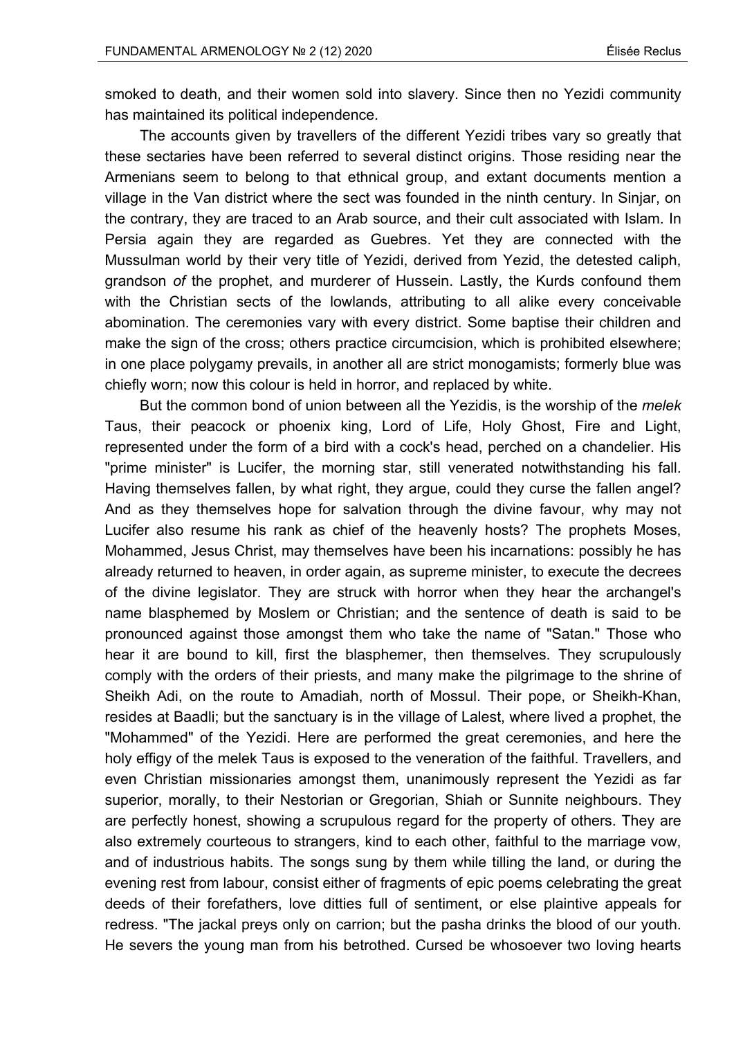smoked to death, and their women sold into slavery. Since then no Yezidi community has maintained its political independence.

The accounts given by travellers of the different Yezidi tribes vary so greatly that these sectaries have been referred to several distinct origins. Those residing near the Armenians seem to belong to that ethnical group, and extant documents mention a village in the Van district where the sect was founded in the ninth century. In Sinjar, on the contrary, they are traced to an Arab source, and their cult associated with Islam. In Persia again they are regarded as Guebres. Yet they are connected with the Mussulman world by their very title of Yezidi, derived from Yezid, the detested caliph, grandson *of* the prophet, and murderer of Hussein. Lastly, the Kurds confound them with the Christian sects of the lowlands, attributing to all alike every conceivable abomination. The ceremonies vary with every district. Some baptise their children and make the sign of the cross; others practice circumcision, which is prohibited elsewhere; in one place polygamy prevails, in another all are strict monogamists; formerly blue was chiefly worn; now this colour is held in horror, and replaced by white.

But the common bond of union between all the Yezidis, is the worship of the *melek* Taus, their peacock or phoenix king, Lord of Life, Holy Ghost, Fire and Light, represented under the form of a bird with a cock's head, perched on a chandelier. His "prime minister" is Lucifer, the morning star, still venerated notwithstanding his fall. Having themselves fallen, by what right, they argue, could they curse the fallen angel? And as they themselves hope for salvation through the divine favour, why may not Lucifer also resume his rank as chief of the heavenly hosts? The prophets Moses, Mohammed, Jesus Christ, may themselves have been his incarnations: possibly he has already returned to heaven, in order again, as supreme minister, to execute the decrees of the divine legislator. They are struck with horror when they hear the archangel's name blasphemed by Moslem or Christian; and the sentence of death is said to be pronounced against those amongst them who take the name of "Satan." Those who hear it are bound to kill, first the blasphemer, then themselves. They scrupulously comply with the orders of their priests, and many make the pilgrimage to the shrine of Sheikh Adi, on the route to Amadiah, north of Mossul. Their pope, or Sheikh-Khan, resides at Baadli; but the sanctuary is in the village of Lalest, where lived a prophet, the "Mohammed" of the Yezidi. Here are performed the great ceremonies, and here the holy effigy of the melek Taus is exposed to the veneration of the faithful. Travellers, and even Christian missionaries amongst them, unanimously represent the Yezidi as far superior, morally, to their Nestorian or Gregorian, Shiah or Sunnite neighbours. They are perfectly honest, showing a scrupulous regard for the property of others. They are also extremely courteous to strangers, kind to each other, faithful to the marriage vow, and of industrious habits. The songs sung by them while tilling the land, or during the evening rest from labour, consist either of fragments of epic poems celebrating the great deeds of their forefathers, love ditties full of sentiment, or else plaintive appeals for redress. "The jackal preys only on carrion; but the pasha drinks the blood of our youth. He severs the young man from his betrothed. Cursed be whosoever two loving hearts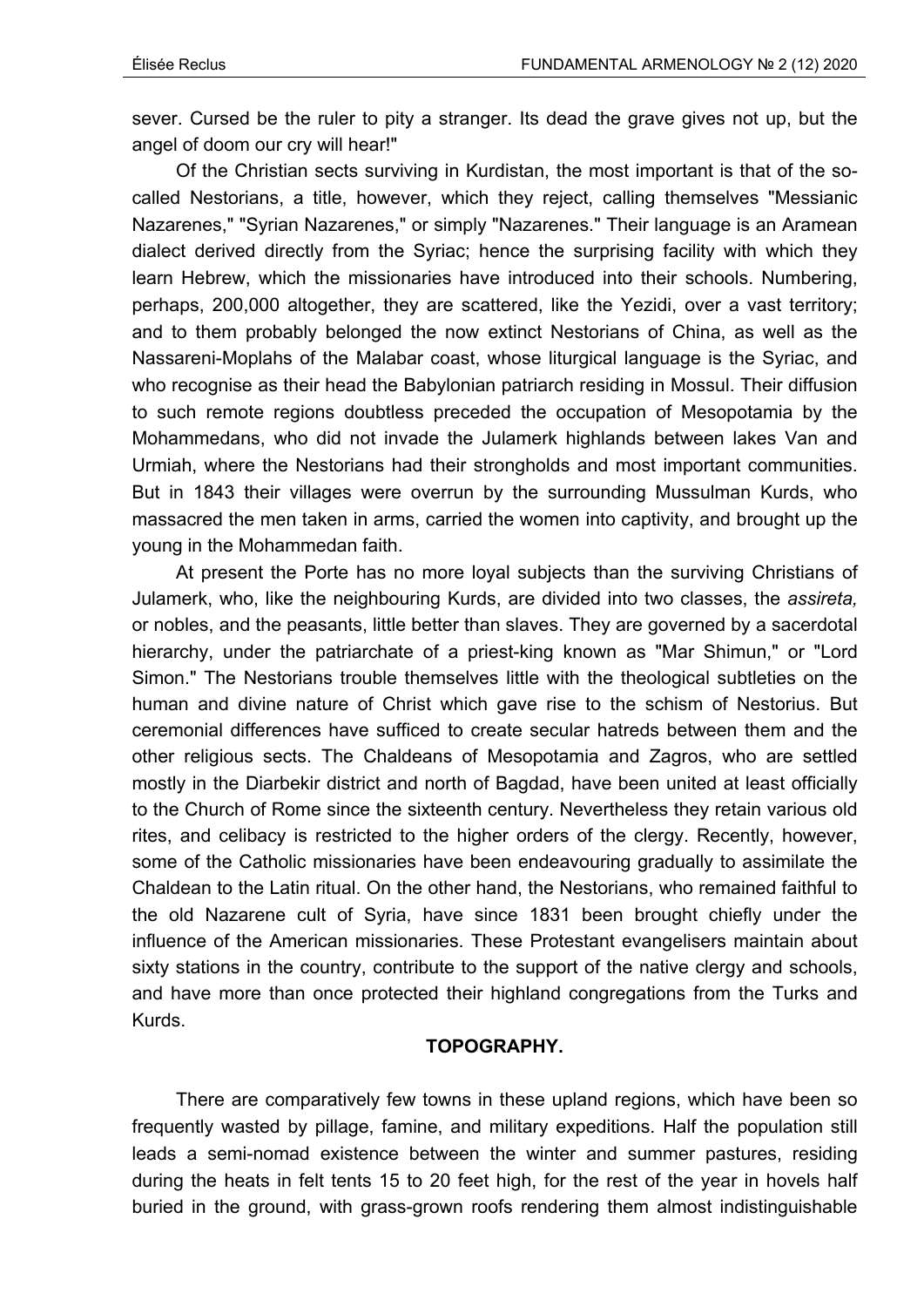sever. Cursed be the ruler to pity a stranger. Its dead the grave gives not up, but the angel of doom our cry will hear!"

Of the Christian sects surviving in Kurdistan, the most important is that of the so-called Nestorians, a title, however, which they reject, calling themselves "Messianic Nazarenes," "Syrian Nazarenes," or simply "Nazarenes." Their language is an Aramean dialect derived directly from the Syriac; hence the surprising facility with which they learn Hebrew, which the missionaries have introduced into their schools. Numbering, perhaps, 200,000 altogether, they are scattered, like the Yezidi, over a vast territory; and to them probably belonged the now extinct Nestorians of China, as well as the Nassareni-Moplahs of the Malabar coast, whose liturgical language is the Syriac, and who recognise as their head the Babylonian patriarch residing in Mossul. Their diffusion to such remote regions doubtless preceded the occupation of Mesopotamia by the Mohammedans, who did not invade the Julamerk highlands between lakes Van and Urmiah, where the Nestorians had their strongholds and most important communities. But in 1843 their villages were overrun by the surrounding Mussulman Kurds, who massacred the men taken in arms, carried the women into captivity, and brought up the young in the Mohammedan faith.

At present the Porte has no more loyal subjects than the surviving Christians of Julamerk, who, like the neighbouring Kurds, are divided into two classes, the *assireta,* or nobles, and the peasants, little better than slaves. They are governed by a sacerdotal hierarchy, under the patriarchate of a priest-king known as "Mar Shimun," or "Lord Simon." The Nestorians trouble themselves little with the theological subtleties on the human and divine nature of Christ which gave rise to the schism of Nestorius. But ceremonial differences have sufficed to create secular hatreds between them and the other religious sects. The Chaldeans of Mesopotamia and Zagros, who are settled mostly in the Diarbekir district and north of Bagdad, have been united at least officially to the Church of Rome since the sixteenth century. Nevertheless they retain various old rites, and celibacy is restricted to the higher orders of the clergy. Recently, however, some of the Catholic missionaries have been endeavouring gradually to assimilate the Chaldean to the Latin ritual. On the other hand, the Nestorians, who remained faithful to the old Nazarene cult of Syria, have since 1831 been brought chiefly under the influence of the American missionaries. These Protestant evangelisers maintain about sixty stations in the country, contribute to the support of the native clergy and schools, and have more than once protected their highland congregations from the Turks and Kurds.

## TOPOGRAPHY.

There are comparatively few towns in these upland regions, which have been so frequently wasted by pillage, famine, and military expeditions. Half the population still leads a semi-nomad existence between the winter and summer pastures, residing during the heats in felt tents 15 to 20 feet high, for the rest of the year in hovels half buried in the ground, with grass-grown roofs rendering them almost indistinguishable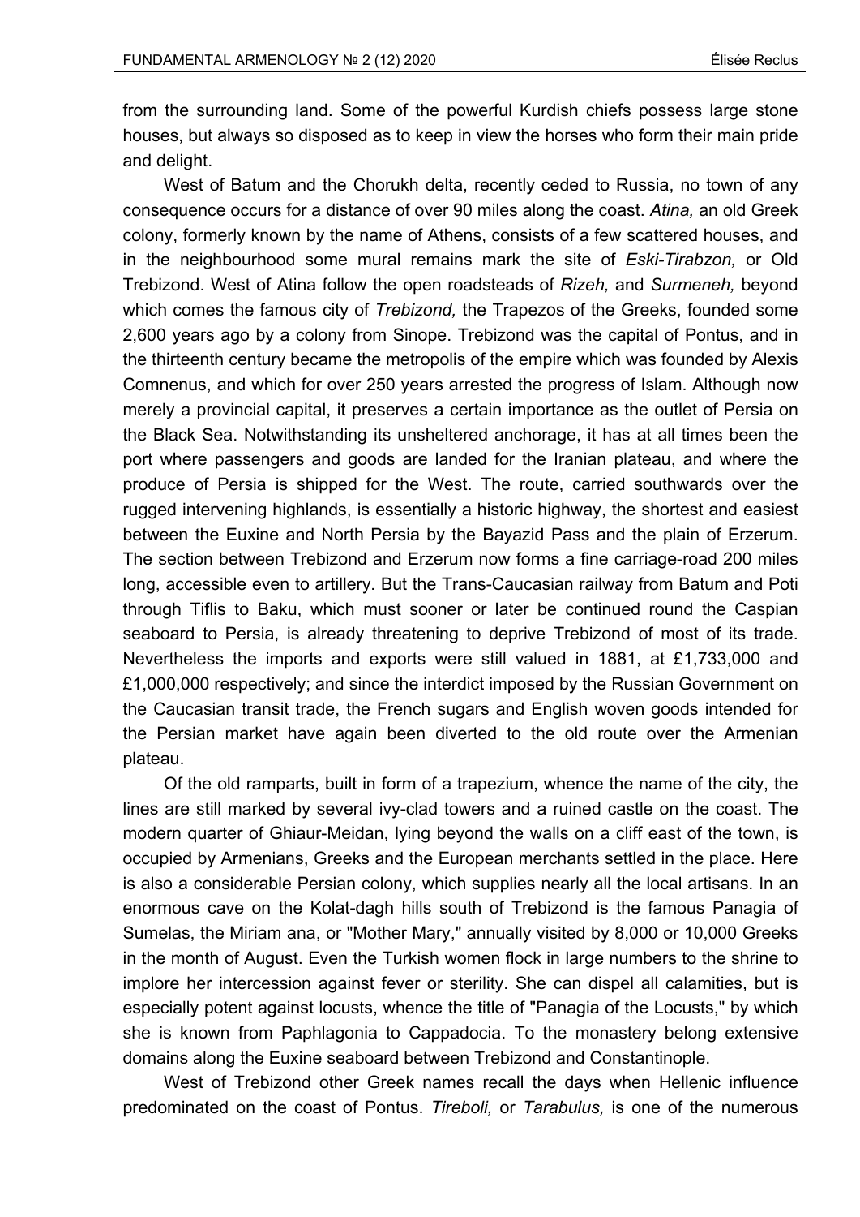from the surrounding land. Some of the powerful Kurdish chiefs possess large stone houses, but always so disposed as to keep in view the horses who form their main pride and delight.

West of Batum and the Chorukh delta, recently ceded to Russia, no town of any consequence occurs for a distance of over 90 miles along the coast. *Atina,* an old Greek colony, formerly known by the name of Athens, consists of a few scattered houses, and in the neighbourhood some mural remains mark the site of *Eski-Tirabzon,* or Old Trebizond. West of Atina follow the open roadsteads of *Rizeh,* and *Surmeneh,* beyond which comes the famous city of *Trebizond,* the Trapezos of the Greeks, founded some 2,600 years ago by a colony from Sinope. Trebizond was the capital of Pontus, and in the thirteenth century became the metropolis of the empire which was founded by Alexis Comnenus, and which for over 250 years arrested the progress of Islam. Although now merely a provincial capital, it preserves a certain importance as the outlet of Persia on the Black Sea. Notwithstanding its unsheltered anchorage, it has at all times been the port where passengers and goods are landed for the Iranian plateau, and where the produce of Persia is shipped for the West. The route, carried southwards over the rugged intervening highlands, is essentially a historic highway, the shortest and easiest between the Euxine and North Persia by the Bayazid Pass and the plain of Erzerum. The section between Trebizond and Erzerum now forms a fine carriage-road 200 miles long, accessible even to artillery. But the Trans-Caucasian railway from Batum and Poti through Tiflis to Baku, which must sooner or later be continued round the Caspian seaboard to Persia, is already threatening to deprive Trebizond of most of its trade. Nevertheless the imports and exports were still valued in 1881, at £1,733,000 and £1,000,000 respectively; and since the interdict imposed by the Russian Government on the Caucasian transit trade, the French sugars and English woven goods intended for the Persian market have again been diverted to the old route over the Armenian plateau.

Of the old ramparts, built in form of a trapezium, whence the name of the city, the lines are still marked by several ivy-clad towers and a ruined castle on the coast. The modern quarter of Ghiaur-Meidan, lying beyond the walls on a cliff east of the town, is occupied by Armenians, Greeks and the European merchants settled in the place. Here is also a considerable Persian colony, which supplies nearly all the local artisans. In an enormous cave on the Kolat-dagh hills south of Trebizond is the famous Panagia of Sumelas, the Miriam ana, or "Mother Mary," annually visited by 8,000 or 10,000 Greeks in the month of August. Even the Turkish women flock in large numbers to the shrine to implore her intercession against fever or sterility. She can dispel all calamities, but is especially potent against locusts, whence the title of "Panagia of the Locusts," by which she is known from Paphlagonia to Cappadocia. To the monastery belong extensive domains along the Euxine seaboard between Trebizond and Constantinople.

West of Trebizond other Greek names recall the days when Hellenic influence predominated on the coast of Pontus. *Tireboli,* or *Tarabulus,* is one of the numerous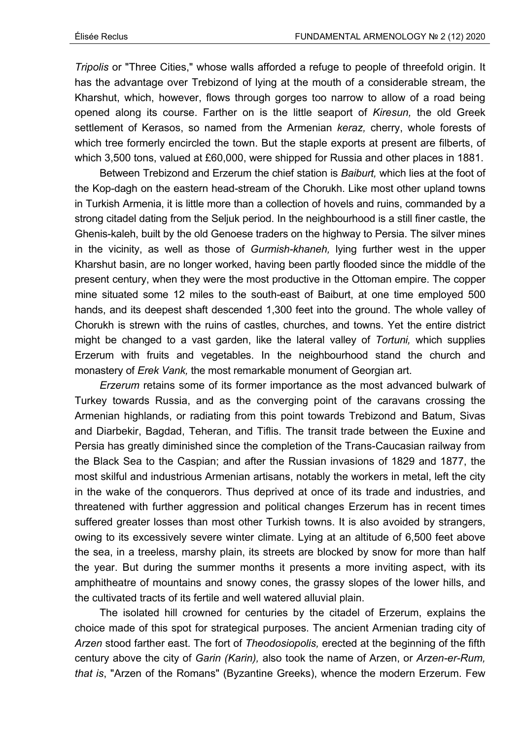*Tripolis* or "Three Cities," whose walls afforded a refuge to people of threefold origin. It has the advantage over Trebizond of lying at the mouth of a considerable stream, the Kharshut, which, however, flows through gorges too narrow to allow of a road being opened along its course. Farther on is the little seaport of *Kiresun,* the old Greek settlement of Kerasos, so named from the Armenian *keraz,* cherry, whole forests of which tree formerly encircled the town. But the staple exports at present are filberts, of which 3,500 tons, valued at £60,000, were shipped for Russia and other places in 1881.

Between Trebizond and Erzerum the chief station is *Baiburt,* which lies at the foot of the Kop-dagh on the eastern head-stream of the Chorukh. Like most other upland towns in Turkish Armenia, it is little more than a collection of hovels and ruins, commanded by a strong citadel dating from the Seljuk period. In the neighbourhood is a still finer castle, the Ghenis-kaleh, built by the old Genoese traders on the highway to Persia. The silver mines in the vicinity, as well as those of *Gurmish-khaneh,* lying further west in the upper Kharshut basin, are no longer worked, having been partly flooded since the middle of the present century, when they were the most productive in the Ottoman empire. The copper mine situated some 12 miles to the south-east of Baiburt, at one time employed 500 hands, and its deepest shaft descended 1,300 feet into the ground. The whole valley of Chorukh is strewn with the ruins of castles, churches, and towns. Yet the entire district might be changed to a vast garden, like the lateral valley of *Tortuni,* which supplies Erzerum with fruits and vegetables. In the neighbourhood stand the church and monastery of *Erek Vank,* the most remarkable monument of Georgian art.

*Erzerum* retains some of its former importance as the most advanced bulwark of Turkey towards Russia, and as the converging point of the caravans crossing the Armenian highlands, or radiating from this point towards Trebizond and Batum, Sivas and Diarbekir, Bagdad, Teheran, and Tiflis. The transit trade between the Euxine and Persia has greatly diminished since the completion of the Trans-Caucasian railway from the Black Sea to the Caspian; and after the Russian invasions of 1829 and 1877, the most skilful and industrious Armenian artisans, notably the workers in metal, left the city in the wake of the conquerors. Thus deprived at once of its trade and industries, and threatened with further aggression and political changes Erzerum has in recent times suffered greater losses than most other Turkish towns. It is also avoided by strangers, owing to its excessively severe winter climate. Lying at an altitude of 6,500 feet above the sea, in a treeless, marshy plain, its streets are blocked by snow for more than half the year. But during the summer months it presents a more inviting aspect, with its amphitheatre of mountains and snowy cones, the grassy slopes of the lower hills, and the cultivated tracts of its fertile and well watered alluvial plain.

The isolated hill crowned for centuries by the citadel of Erzerum, explains the choice made of this spot for strategical purposes. The ancient Armenian trading city of *Arzen* stood farther east. The fort of *Theodosiopolis,* erected at the beginning of the fifth century above the city of *Garin (Karin),* also took the name of Arzen, or *Arzen-er-Rum, that is*, "Arzen of the Romans" (Byzantine Greeks), whence the modern Erzerum. Few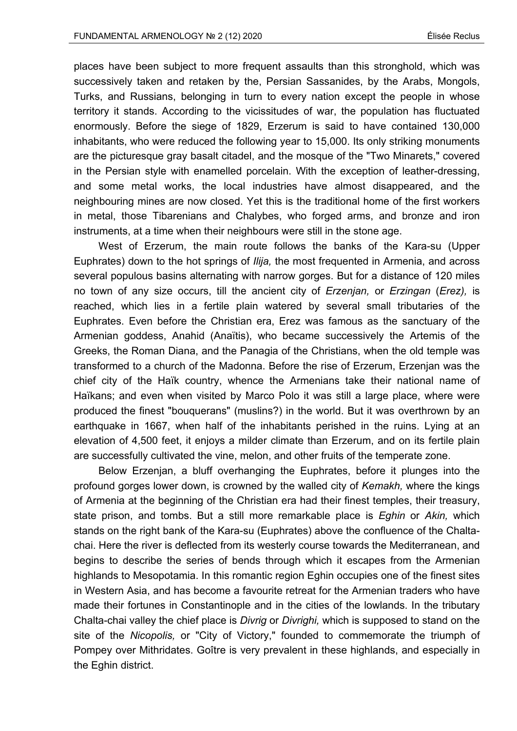places have been subject to more frequent assaults than this stronghold, which was successively taken and retaken by the, Persian Sassanides, by the Arabs, Mongols, Turks, and Russians, belonging in turn to every nation except the people in whose territory it stands. According to the vicissitudes of war, the population has fluctuated enormously. Before the siege of 1829, Erzerum is said to have contained 130,000 inhabitants, who were reduced the following year to 15,000. Its only striking monuments are the picturesque gray basalt citadel, and the mosque of the "Two Minarets," covered in the Persian style with enamelled porcelain. With the exception of leather-dressing, and some metal works, the local industries have almost disappeared, and the neighbouring mines are now closed. Yet this is the traditional home of the first workers in metal, those Tibarenians and Chalybes, who forged arms, and bronze and iron instruments, at a time when their neighbours were still in the stone age.

West of Erzerum, the main route follows the banks of the Kara-su (Upper Euphrates) down to the hot springs of *Ilija,* the most frequented in Armenia, and across several populous basins alternating with narrow gorges. But for a distance of 120 miles no town of any size occurs, till the ancient city of *Erzenjan,* or *Erzingan* (*Erez),* is reached, which lies in a fertile plain watered by several small tributaries of the Euphrates. Even before the Christian era, Erez was famous as the sanctuary of the Armenian goddess, Anahid (Anaïtis), who became successively the Artemis of the Greeks, the Roman Diana, and the Panagia of the Christians, when the old temple was transformed to a church of the Madonna. Before the rise of Erzerum, Erzenjan was the chief city of the Haïk country, whence the Armenians take their national name of Haïkans; and even when visited by Marco Polo it was still a large place, where were produced the finest "bouquerans" (muslins?) in the world. But it was overthrown by an earthquake in 1667, when half of the inhabitants perished in the ruins. Lying at an elevation of 4,500 feet, it enjoys a milder climate than Erzerum, and on its fertile plain are successfully cultivated the vine, melon, and other fruits of the temperate zone.

Below Erzenjan, a bluff overhanging the Euphrates, before it plunges into the profound gorges lower down, is crowned by the walled city of *Kemakh,* where the kings of Armenia at the beginning of the Christian era had their finest temples, their treasury, state prison, and tombs. But a still more remarkable place is *Eghin* or *Akin,* which stands on the right bank of the Kara-su (Euphrates) above the confluence of the Chalta-chai. Here the river is deflected from its westerly course towards the Mediterranean, and begins to describe the series of bends through which it escapes from the Armenian highlands to Mesopotamia. In this romantic region Eghin occupies one of the finest sites in Western Asia, and has become a favourite retreat for the Armenian traders who have made their fortunes in Constantinople and in the cities of the lowlands. In the tributary Chalta-chai valley the chief place is *Divrig* or *Divrighi,* which is supposed to stand on the site of the *Nicopolis,* or "City of Victory," founded to commemorate the triumph of Pompey over Mithridates. Goître is very prevalent in these highlands, and especially in the Eghin district.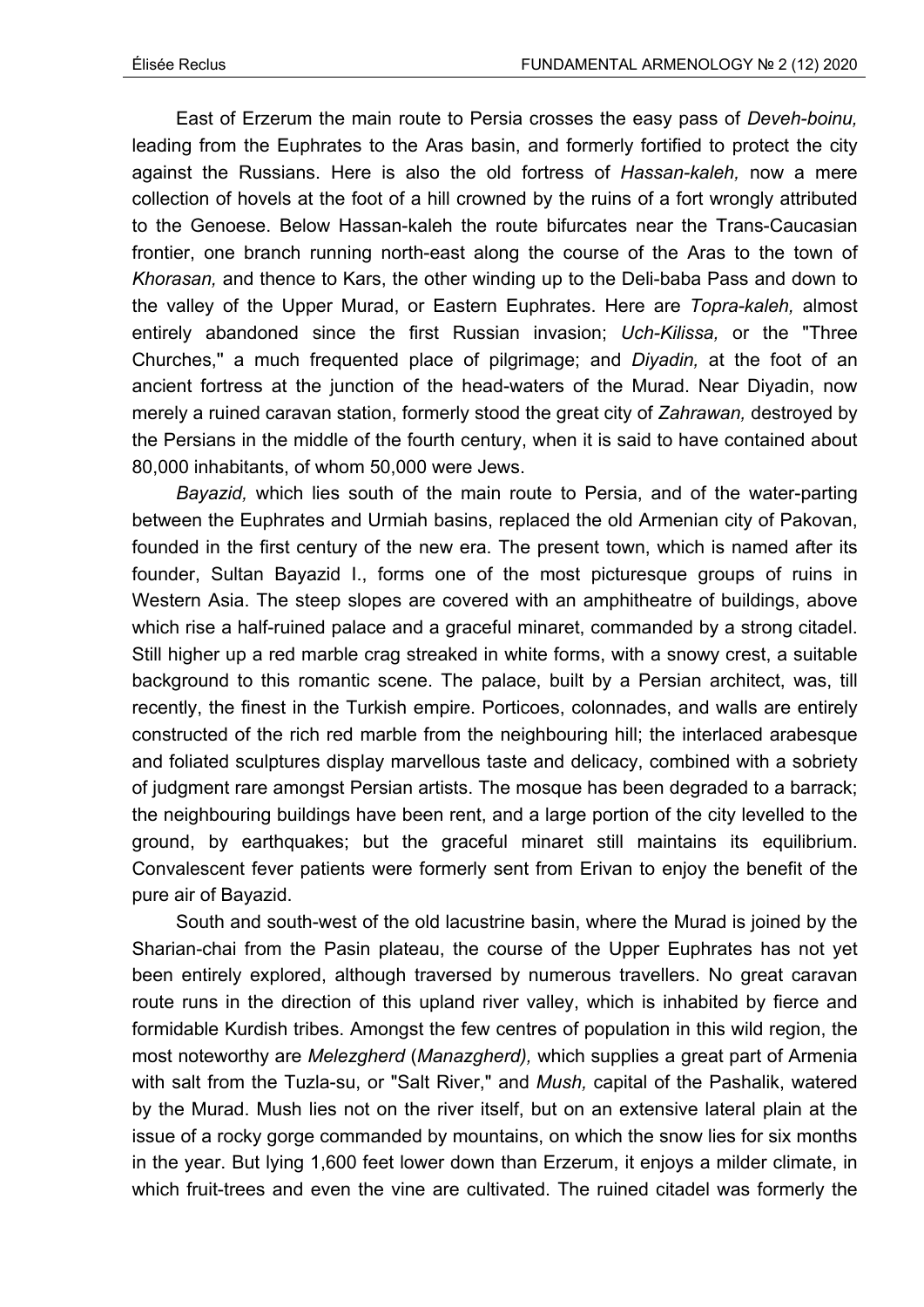East of Erzerum the main route to Persia crosses the easy pass of *Deveh-boinu,* leading from the Euphrates to the Aras basin, and formerly fortified to protect the city against the Russians. Here is also the old fortress of *Hassan-kaleh,* now a mere collection of hovels at the foot of a hill crowned by the ruins of a fort wrongly attributed to the Genoese. Below Hassan-kaleh the route bifurcates near the Trans-Caucasian frontier, one branch running north-east along the course of the Aras to the town of *Khorasan,* and thence to Kars, the other winding up to the Deli-baba Pass and down to the valley of the Upper Murad, or Eastern Euphrates. Here are *Topra-kaleh,* almost entirely abandoned since the first Russian invasion; *Uch-Kilissa,* or the "Three Churches," a much frequented place of pilgrimage; and *Diyadin,* at the foot of an ancient fortress at the junction of the head-waters of the Murad. Near Diyadin, now merely a ruined caravan station, formerly stood the great city of *Zahrawan,* destroyed by the Persians in the middle of the fourth century, when it is said to have contained about 80,000 inhabitants, of whom 50,000 were Jews.

*Bayazid,* which lies south of the main route to Persia, and of the water-parting between the Euphrates and Urmiah basins, replaced the old Armenian city of Pakovan, founded in the first century of the new era. The present town, which is named after its founder, Sultan Bayazid I., forms one of the most picturesque groups of ruins in Western Asia. The steep slopes are covered with an amphitheatre of buildings, above which rise a half-ruined palace and a graceful minaret, commanded by a strong citadel. Still higher up a red marble crag streaked in white forms, with a snowy crest, a suitable background to this romantic scene. The palace, built by a Persian architect, was, till recently, the finest in the Turkish empire. Porticoes, colonnades, and walls are entirely constructed of the rich red marble from the neighbouring hill; the interlaced arabesque and foliated sculptures display marvellous taste and delicacy, combined with a sobriety of judgment rare amongst Persian artists. The mosque has been degraded to a barrack; the neighbouring buildings have been rent, and a large portion of the city levelled to the ground, by earthquakes; but the graceful minaret still maintains its equilibrium. Convalescent fever patients were formerly sent from Erivan to enjoy the benefit of the pure air of Bayazid.

South and south-west of the old lacustrine basin, where the Murad is joined by the Sharian-chai from the Pasin plateau, the course of the Upper Euphrates has not yet been entirely explored, although traversed by numerous travellers. No great caravan route runs in the direction of this upland river valley, which is inhabited by fierce and formidable Kurdish tribes. Amongst the few centres of population in this wild region, the most noteworthy are *Melezgherd* (*Manazgherd),* which supplies a great part of Armenia with salt from the Tuzla-su, or "Salt River," and *Mush,* capital of the Pashalik, watered by the Murad. Mush lies not on the river itself, but on an extensive lateral plain at the issue of a rocky gorge commanded by mountains, on which the snow lies for six months in the year. But lying 1,600 feet lower down than Erzerum, it enjoys a milder climate, in which fruit-trees and even the vine are cultivated. The ruined citadel was formerly the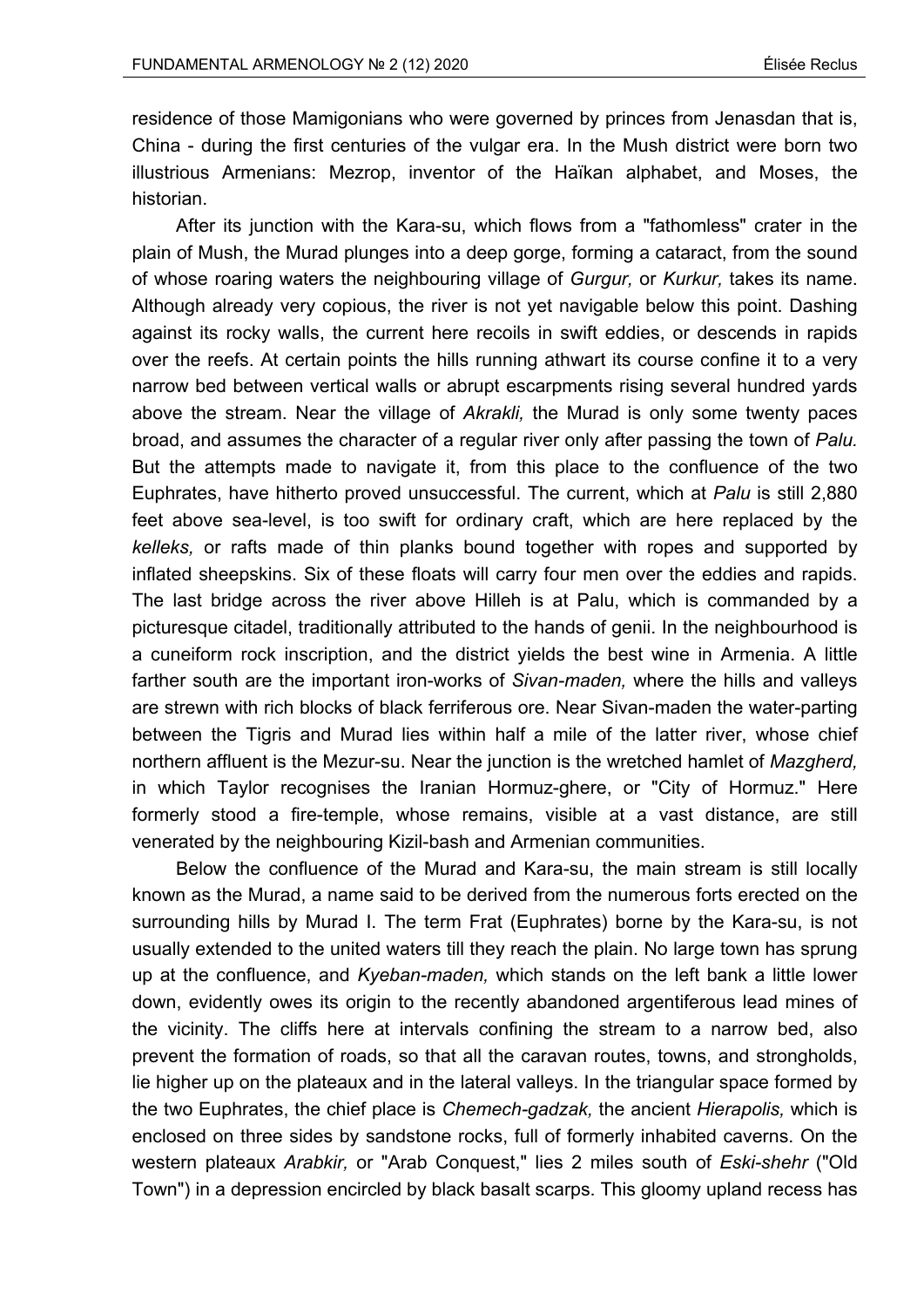residence of those Mamigonians who were governed by princes from Jenasdan that is, China - during the first centuries of the vulgar era. In the Mush district were born two illustrious Armenians: Mezrop, inventor of the Haïkan alphabet, and Moses, the historian.

After its junction with the Kara-su, which flows from a "fathomless" crater in the plain of Mush, the Murad plunges into a deep gorge, forming a cataract, from the sound of whose roaring waters the neighbouring village of *Gurgur,* or *Kurkur,* takes its name. Although already very copious, the river is not yet navigable below this point. Dashing against its rocky walls, the current here recoils in swift eddies, or descends in rapids over the reefs. At certain points the hills running athwart its course confine it to a very narrow bed between vertical walls or abrupt escarpments rising several hundred yards above the stream. Near the village of *Akrakli,* the Murad is only some twenty paces broad, and assumes the character of a regular river only after passing the town of *Palu.* But the attempts made to navigate it, from this place to the confluence of the two Euphrates, have hitherto proved unsuccessful. The current, which at *Palu* is still 2,880 feet above sea-level, is too swift for ordinary craft, which are here replaced by the *kelleks,* or rafts made of thin planks bound together with ropes and supported by inflated sheepskins. Six of these floats will carry four men over the eddies and rapids. The last bridge across the river above Hilleh is at Palu, which is commanded by a picturesque citadel, traditionally attributed to the hands of genii. In the neighbourhood is a cuneiform rock inscription, and the district yields the best wine in Armenia. A little farther south are the important iron-works of *Sivan-maden,* where the hills and valleys are strewn with rich blocks of black ferriferous ore. Near Sivan-maden the water-parting between the Tigris and Murad lies within half a mile of the latter river, whose chief northern affluent is the Mezur-su. Near the junction is the wretched hamlet of *Mazgherd,* in which Taylor recognises the Iranian Hormuz-ghere, or "City of Hormuz." Here formerly stood a fire-temple, whose remains, visible at a vast distance, are still venerated by the neighbouring Kizil-bash and Armenian communities.

Below the confluence of the Murad and Kara-su, the main stream is still locally known as the Murad, a name said to be derived from the numerous forts erected on the surrounding hills by Murad I. The term Frat (Euphrates) borne by the Kara-su, is not usually extended to the united waters till they reach the plain. No large town has sprung up at the confluence, and *Kyeban-maden,* which stands on the left bank a little lower down, evidently owes its origin to the recently abandoned argentiferous lead mines of the vicinity. The cliffs here at intervals confining the stream to a narrow bed, also prevent the formation of roads, so that all the caravan routes, towns, and strongholds, lie higher up on the plateaux and in the lateral valleys. In the triangular space formed by the two Euphrates, the chief place is *Chemech-gadzak,* the ancient *Hierapolis,* which is enclosed on three sides by sandstone rocks, full of formerly inhabited caverns. On the western plateaux *Arabkir,* or "Arab Conquest," lies 2 miles south of *Eski-shehr* ("Old Town") in a depression encircled by black basalt scarps. This gloomy upland recess has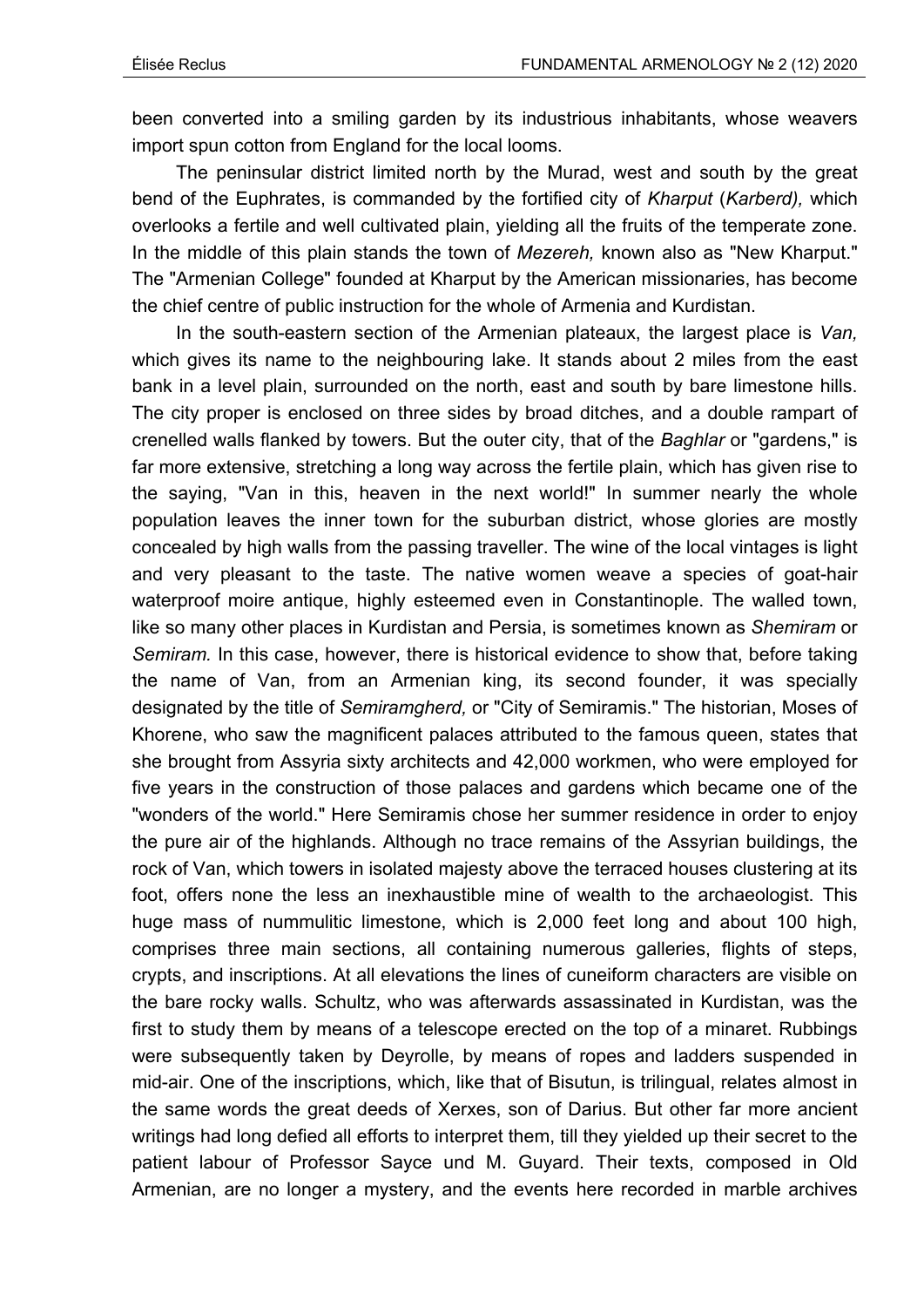been converted into a smiling garden by its industrious inhabitants, whose weavers import spun cotton from England for the local looms.

The peninsular district limited north by the Murad, west and south by the great bend of the Euphrates, is commanded by the fortified city of *Kharput* (*Karberd),* which overlooks a fertile and well cultivated plain, yielding all the fruits of the temperate zone. In the middle of this plain stands the town of *Mezereh,* known also as "New Kharput." The "Armenian College" founded at Kharput by the American missionaries, has become the chief centre of public instruction for the whole of Armenia and Kurdistan.

In the south-eastern section of the Armenian plateaux, the largest place is *Van,* which gives its name to the neighbouring lake. It stands about 2 miles from the east bank in a level plain, surrounded on the north, east and south by bare limestone hills. The city proper is enclosed on three sides by broad ditches, and a double rampart of crenelled walls flanked by towers. But the outer city, that of the *Baghlar* or "gardens," is far more extensive, stretching a long way across the fertile plain, which has given rise to the saying, "Van in this, heaven in the next world!" In summer nearly the whole population leaves the inner town for the suburban district, whose glories are mostly concealed by high walls from the passing traveller. The wine of the local vintages is light and very pleasant to the taste. The native women weave a species of goat-hair waterproof moire antique, highly esteemed even in Constantinople. The walled town, like so many other places in Kurdistan and Persia, is sometimes known as *Shemiram* or *Semiram.* In this case, however, there is historical evidence to show that, before taking the name of Van, from an Armenian king, its second founder, it was specially designated by the title of *Semiramgherd,* or "City of Semiramis." The historian, Moses of Khorene, who saw the magnificent palaces attributed to the famous queen, states that she brought from Assyria sixty architects and 42,000 workmen, who were employed for five years in the construction of those palaces and gardens which became one of the "wonders of the world." Here Semiramis chose her summer residence in order to enjoy the pure air of the highlands. Although no trace remains of the Assyrian buildings, the rock of Van, which towers in isolated majesty above the terraced houses clustering at its foot, offers none the less an inexhaustible mine of wealth to the archaeologist. This huge mass of nummulitic limestone, which is 2,000 feet long and about 100 high, comprises three main sections, all containing numerous galleries, flights of steps, crypts, and inscriptions. At all elevations the lines of cuneiform characters are visible on the bare rocky walls. Schultz, who was afterwards assassinated in Kurdistan, was the first to study them by means of a telescope erected on the top of a minaret. Rubbings were subsequently taken by Deyrolle, by means of ropes and ladders suspended in mid-air. One of the inscriptions, which, like that of Bisutun, is trilingual, relates almost in the same words the great deeds of Xerxes, son of Darius. But other far more ancient writings had long defied all efforts to interpret them, till they yielded up their secret to the patient labour of Professor Sayce und M. Guyard. Their texts, composed in Old Armenian, are no longer a mystery, and the events here recorded in marble archives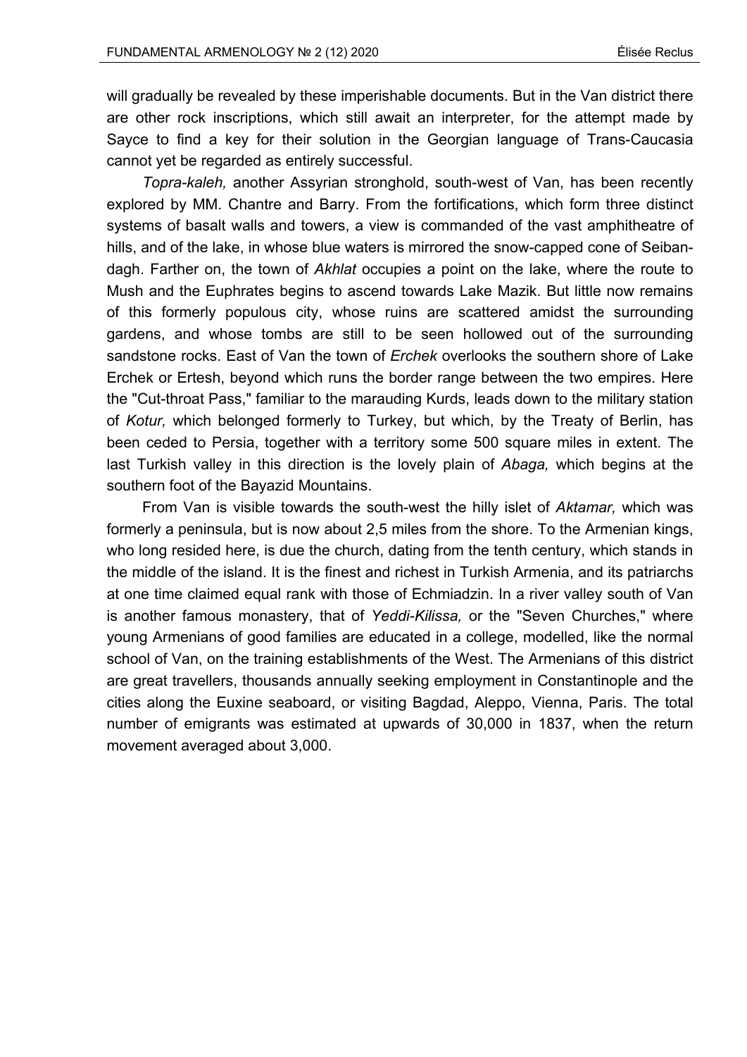will gradually be revealed by these imperishable documents. But in the Van district there are other rock inscriptions, which still await an interpreter, for the attempt made by Sayce to find a key for their solution in the Georgian language of Trans-Caucasia cannot yet be regarded as entirely successful.

*Topra-kaleh,* another Assyrian stronghold, south-west of Van, has been recently explored by MM. Chantre and Barry. From the fortifications, which form three distinct systems of basalt walls and towers, a view is commanded of the vast amphitheatre of hills, and of the lake, in whose blue waters is mirrored the snow-capped cone of Seiban-dagh. Farther on, the town of *Akhlat* occupies a point on the lake, where the route to Mush and the Euphrates begins to ascend towards Lake Mazik. But little now remains of this formerly populous city, whose ruins are scattered amidst the surrounding gardens, and whose tombs are still to be seen hollowed out of the surrounding sandstone rocks. East of Van the town of *Erchek* overlooks the southern shore of Lake Erchek or Ertesh, beyond which runs the border range between the two empires. Here the "Cut-throat Pass," familiar to the marauding Kurds, leads down to the military station of *Kotur,* which belonged formerly to Turkey, but which, by the Treaty of Berlin, has been ceded to Persia, together with a territory some 500 square miles in extent. The last Turkish valley in this direction is the lovely plain of *Abaga,* which begins at the southern foot of the Bayazid Mountains.

From Van is visible towards the south-west the hilly islet of *Aktamar,* which was formerly a peninsula, but is now about 2,5 miles from the shore. To the Armenian kings, who long resided here, is due the church, dating from the tenth century, which stands in the middle of the island. It is the finest and richest in Turkish Armenia, and its patriarchs at one time claimed equal rank with those of Echmiadzin. In a river valley south of Van is another famous monastery, that of *Yeddi-Kilissa,* or the "Seven Churches," where young Armenians of good families are educated in a college, modelled, like the normal school of Van, on the training establishments of the West. The Armenians of this district are great travellers, thousands annually seeking employment in Constantinople and the cities along the Euxine seaboard, or visiting Bagdad, Aleppo, Vienna, Paris. The total number of emigrants was estimated at upwards of 30,000 in 1837, when the return movement averaged about 3,000.